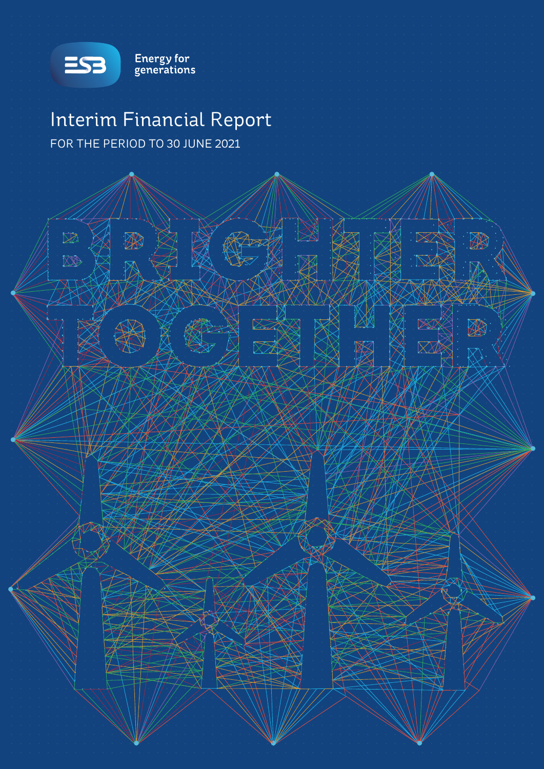ESB

Energy for generations

# Interim Financial Report

FOR THE PERIOD TO 30 JUNE 2021

BRIGHTER TOGETHER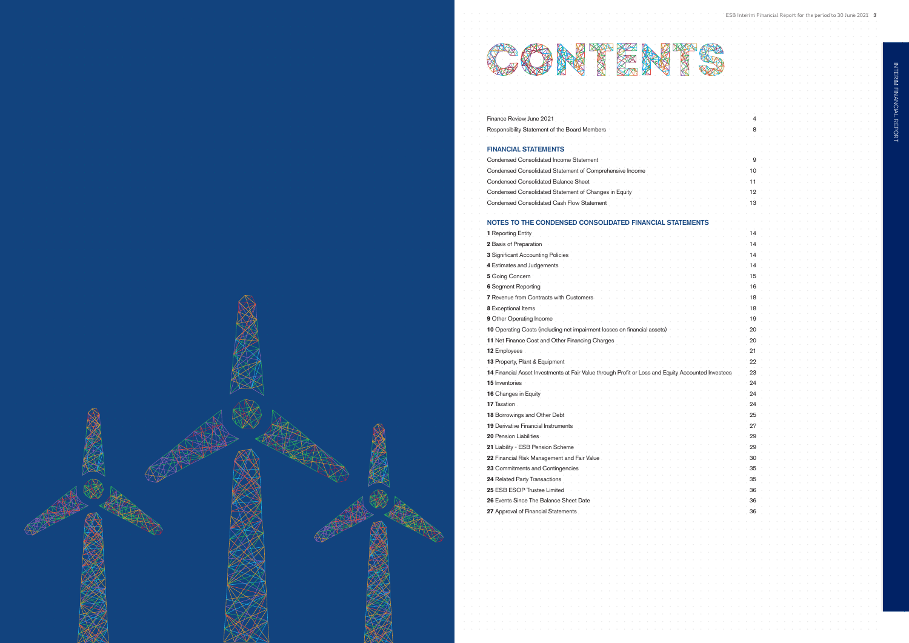# CONTENTS

| | |
|---|---|
| Finance Review June 2021 | 4 |
| Responsibility Statement of the Board Members | 8 |

## FINANCIAL STATEMENTS

| | |
|---|---|
| Condensed Consolidated Income Statement | 9 |
| Condensed Consolidated Statement of Comprehensive Income | 10 |
| Condensed Consolidated Balance Sheet | 11 |
| Condensed Consolidated Statement of Changes in Equity | 12 |
| Condensed Consolidated Cash Flow Statement | 13 |

## NOTES TO THE CONDENSED CONSOLIDATED FINANCIAL STATEMENTS

| | |
|---|---|
| **1** Reporting Entity | 14 |
| **2** Basis of Preparation | 14 |
| **3** Significant Accounting Policies | 14 |
| **4** Estimates and Judgements | 14 |
| **5** Going Concern | 15 |
| **6** Segment Reporting | 16 |
| **7** Revenue from Contracts with Customers | 18 |
| **8** Exceptional Items | 18 |
| **9** Other Operating Income | 19 |
| **10** Operating Costs (including net impairment losses on financial assets) | 20 |
| **11** Net Finance Cost and Other Financing Charges | 20 |
| **12** Employees | 21 |
| **13** Property, Plant & Equipment | 22 |
| **14** Financial Asset Investments at Fair Value through Profit or Loss and Equity Accounted Investees | 23 |
| **15** Inventories | 24 |
| **16** Changes in Equity | 24 |
| **17** Taxation | 24 |
| **18** Borrowings and Other Debt | 25 |
| **19** Derivative Financial Instruments | 27 |
| **20** Pension Liabilities | 29 |
| **21** Liability - ESB Pension Scheme | 29 |
| **22** Financial Risk Management and Fair Value | 30 |
| **23** Commitments and Contingencies | 35 |
| **24** Related Party Transactions | 35 |
| **25** ESB ESOP Trustee Limited | 36 |
| **26** Events Since The Balance Sheet Date | 36 |
| **27** Approval of Financial Statements | 36 |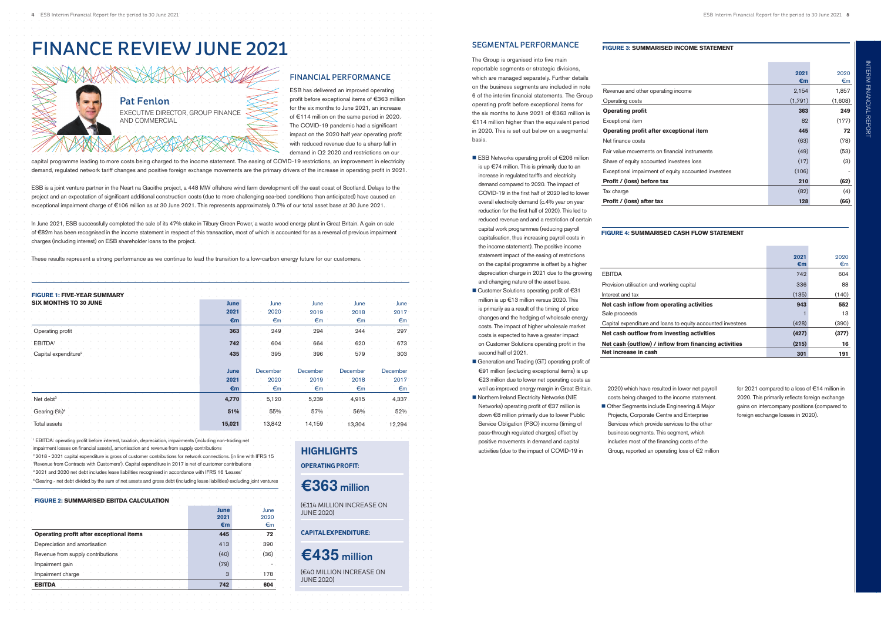# FINANCE REVIEW JUNE 2021

**Pat Fenlon**

EXECUTIVE DIRECTOR, GROUP FINANCE AND COMMERCIAL

## FINANCIAL PERFORMANCE

ESB has delivered an improved operating profit before exceptional items of €363 million for the six months to June 2021, an increase of €114 million on the same period in 2020. The COVID-19 pandemic had a significant impact on the 2020 half year operating profit with reduced revenue due to a sharp fall in demand in Q2 2020 and restrictions on our capital programme leading to more costs being charged to the income statement. The easing of COVID-19 restrictions, an improvement in electricity demand, regulated network tariff changes and positive foreign exchange movements are the primary drivers of the increase in operating profit in 2021.

ESB is a joint venture partner in the Neart na Gaoithe project, a 448 MW offshore wind farm development off the east coast of Scotland. Delays to the project and an expectation of significant additional construction costs (due to more challenging sea-bed conditions than anticipated) have caused an exceptional impairment charge of €106 million as at 30 June 2021. This represents approximately 0.7% of our total asset base at 30 June 2021.

In June 2021, ESB successfully completed the sale of its 47% stake in Tilbury Green Power, a waste wood energy plant in Great Britain. A gain on sale of €82m has been recognised in the income statement in respect of this transaction, most of which is accounted for as a reversal of previous impairment charges (including interest) on ESB shareholder loans to the project.

These results represent a strong performance as we continue to lead the transition to a low-carbon energy future for our customers.

**FIGURE 1: FIVE-YEAR SUMMARY**

| SIX MONTHS TO 30 JUNE | June 2021 €m | June 2020 €m | June 2019 €m | June 2018 €m | June 2017 €m |
|---|---|---|---|---|---|
| Operating profit | **363** | 249 | 294 | 244 | 297 |
| EBITDA[1] | **742** | 604 | 664 | 620 | 673 |
| Capital expenditure[2] | **435** | 395 | 396 | 579 | 303 |
| | **June 2021 €m** | December 2020 €m | December 2019 €m | December 2018 €m | December 2017 €m |
| Net debt[3] | **4,770** | 5,120 | 5,239 | 4,915 | 4,337 |
| Gearing (%)[4] | **51%** | 55% | 57% | 56% | 52% |
| Total assets | **15,021** | 13,842 | 14,159 | 13,304 | 12,294 |

[1] EBITDA: operating profit before interest, taxation, depreciation, impairments (including non-trading net impairment losses on financial assets), amortisation and revenue from supply contributions

[2] 2018 - 2021 capital expenditure is gross of customer contributions for network connections. (in line with IFRS 15 'Revenue from Contracts with Customers'). Capital expenditure in 2017 is net of customer contributions

[3] 2021 and 2020 net debt includes lease liabilities recognised in accordance with IFRS 16 'Leases'

[4] Gearing - net debt divided by the sum of net assets and gross debt (including lease liabilities) excluding joint ventures

**FIGURE 2: SUMMARISED EBITDA CALCULATION**

| | June 2021 €m | June 2020 €m |
|---|---|---|
| **Operating profit after exceptional items** | **445** | **72** |
| Depreciation and amortisation | 413 | 390 |
| Revenue from supply contributions | (40) | (36) |
| Impairment gain | (79) | - |
| Impairment charge | 3 | 178 |
| **EBITDA** | **742** | **604** |

## HIGHLIGHTS

**OPERATING PROFIT:**

**€363 million**

(€114 MILLION INCREASE ON JUNE 2020)

**CAPITAL EXPENDITURE:**

**€435 million**

(€40 MILLION INCREASE ON JUNE 2020)

## SEGMENTAL PERFORMANCE

The Group is organised into five main reportable segments or strategic divisions, which are managed separately. Further details on the business segments are included in note 6 of the interim financial statements. The Group operating profit before exceptional items for the six months to June 2021 of €363 million is €114 million higher than the equivalent period in 2020. This is set out below on a segmental basis.

- ESB Networks operating profit of €206 million is up €74 million. This is primarily due to an increase in regulated tariffs and electricity demand compared to 2020. The impact of COVID-19 in the first half of 2020 led to lower overall electricity demand (c.4% year on year reduction for the first half of 2020). This led to reduced revenue and a restriction of certain capital work programmes (reducing payroll capitalisation, thus increasing payroll costs in the income statement). The positive income statement impact of the easing of restrictions on the capital programme is offset by a higher depreciation charge in 2021 due to the growing and changing nature of the asset base.
- Customer Solutions operating profit of €31 million is up €13 million versus 2020. This is primarily as a result of the timing of price changes and the hedging of wholesale energy costs. The impact of higher wholesale market costs is expected to have a greater impact on Customer Solutions operating profit in the second half of 2021.
- Generation and Trading (GT) operating profit of €91 million (excluding exceptional items) is up €23 million due to lower net operating costs as well as improved energy margin in Great Britain.
- Northern Ireland Electricity Networks (NIE Networks) operating profit of €37 million is down €8 million primarily due to lower Public Service Obligation (PSO) income (timing of pass-through regulated charges) offset by positive movements in demand and capital activities (due to the impact of COVID-19 in 2020) which have resulted in lower net payroll costs being charged to the income statement.
- Other Segments include Engineering & Major Projects, Corporate Centre and Enterprise Services which provide services to the other business segments. This segment, which includes most of the financing costs of the Group, reported an operating loss of €2 million for 2021 compared to a loss of €14 million in 2020. This primarily reflects foreign exchange gains on intercompany positions (compared to foreign exchange losses in 2020).

**FIGURE 3: SUMMARISED INCOME STATEMENT**

| | 2021 €m | 2020 €m |
|---|---|---|
| Revenue and other operating income | 2,154 | 1,857 |
| Operating costs | (1,791) | (1,608) |
| **Operating profit** | **363** | **249** |
| Exceptional item | 82 | (177) |
| **Operating profit after exceptional item** | **445** | **72** |
| Net finance costs | (63) | (78) |
| Fair value movements on financial instruments | (49) | (53) |
| Share of equity accounted investees loss | (17) | (3) |
| Exceptional impairment of equity accounted investees | (106) | - |
| **Profit / (loss) before tax** | **210** | **(62)** |
| Tax charge | (82) | (4) |
| **Profit / (loss) after tax** | **128** | **(66)** |

**FIGURE 4: SUMMARISED CASH FLOW STATEMENT**

| | 2021 €m | 2020 €m |
|---|---|---|
| EBITDA | 742 | 604 |
| Provision utilisation and working capital | 336 | 88 |
| Interest and tax | (135) | (140) |
| **Net cash inflow from operating activities** | **943** | **552** |
| Sale proceeds | 1 | 13 |
| Capital expenditure and loans to equity accounted investees | (428) | (390) |
| **Net cash outflow from investing activities** | **(427)** | **(377)** |
| **Net cash (outflow) / inflow from financing activities** | **(215)** | **16** |
| **Net increase in cash** | **301** | **191** |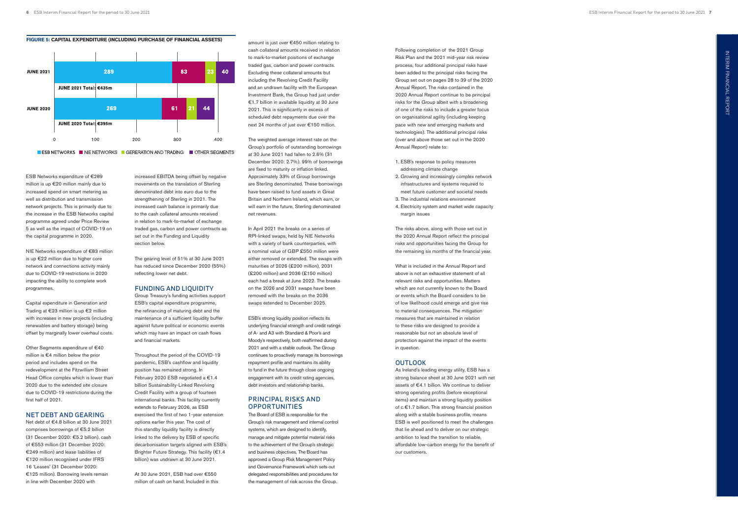**FIGURE 5: CAPITAL EXPENDITURE (INCLUDING PURCHASE OF FINANCIAL ASSETS)**

| | ESB NETWORKS | NIE NETWORKS | GERERATION AND TRADING | OTHER SEGMENTS | Total |
|---|---|---|---|---|---|
| JUNE 2021 | 289 | 83 | 23 | 40 | €435m |
| JUNE 2020 | 269 | 61 | 21 | 44 | €395m |

ESB Networks expenditure of €289 million is up €20 million mainly due to increased spend on smart metering as well as distribution and transmission network projects. This is primarily due to the increase in the ESB Networks capital programme agreed under Price Review 5 as well as the impact of COVID-19 on the capital programme in 2020.

NIE Networks expenditure of €83 million is up €22 million due to higher core network and connections activity mainly due to COVID-19 restrictions in 2020 impacting the ability to complete work programmes.

Capital expenditure in Generation and Trading at €23 million is up €2 million with increases in new projects (including renewables and battery storage) being offset by marginally lower overhaul costs.

Other Segments expenditure of €40 million is €4 million below the prior period and includes spend on the redevelopment at the Fitzwilliam Street Head Office complex which is lower than 2020 due to the extended site closure due to COVID-19 restrictions during the first half of 2021.

## NET DEBT AND GEARING

Net debt of €4.8 billion at 30 June 2021 comprises borrowings of €5.2 billion (31 December 2020: €5.2 billion), cash of €553 million (31 December 2020: €249 million) and lease liabilities of €120 million recognised under IFRS 16 'Leases' (31 December 2020: €125 million). Borrowing levels remain in line with December 2020 with increased EBITDA being offset by negative movements on the translation of Sterling denominated debt into euro due to the strengthening of Sterling in 2021. The increased cash balance is primarily due to the cash collateral amounts received in relation to mark-to-market of exchange traded gas, carbon and power contracts as set out in the Funding and Liquidity section below.

The gearing level of 51% at 30 June 2021 has reduced since December 2020 (55%) reflecting lower net debt.

## FUNDING AND LIQUIDITY

Group Treasury's funding activities support ESB's capital expenditure programme, the refinancing of maturing debt and the maintenance of a sufficient liquidity buffer against future political or economic events which may have an impact on cash flows and financial markets.

Throughout the period of the COVID-19 pandemic, ESB's cashflow and liquidity position has remained strong. In February 2020 ESB negotiated a €1.4 billion Sustainability-Linked Revolving Credit Facility with a group of fourteen international banks. This facility currently extends to February 2026, as ESB exercised the first of two 1-year extension options earlier this year. The cost of this standby liquidity facility is directly linked to the delivery by ESB of specific decarbonisation targets aligned with ESB's Brighter Future Strategy. This facility (€1.4 billion) was undrawn at 30 June 2021.

At 30 June 2021, ESB had over €550 million of cash on hand. Included in this amount is just over €450 million relating to cash collateral amounts received in relation to mark-to-market positions of exchange traded gas, carbon and power contracts. Excluding these collateral amounts but including the Revolving Credit Facility and an undrawn facility with the European Investment Bank, the Group had just under €1.7 billion in available liquidity at 30 June 2021. This is significantly in excess of scheduled debt repayments due over the next 24 months of just over €150 million.

The weighted average interest rate on the Group's portfolio of outstanding borrowings at 30 June 2021 had fallen to 2.6% (31 December 2020: 2.7%). 99% of borrowings are fixed to maturity or inflation linked. Approximately 33% of Group borrowings are Sterling denominated. These borrowings have been raised to fund assets in Great Britain and Northern Ireland, which earn, or will earn in the future, Sterling denominated net revenues.

In April 2021 the breaks on a series of RPI-linked swaps, held by NIE Networks with a variety of bank counterparties, with a nominal value of GBP £550 million were either removed or extended. The swaps with maturities of 2026 (£200 million), 2031 (£200 million) and 2036 (£150 million) each had a break at June 2022. The breaks on the 2026 and 2031 swaps have been removed with the breaks on the 2036 swaps extended to December 2025.

ESB's strong liquidity position reflects its underlying financial strength and credit ratings of A- and A3 with Standard & Poor's and Moody's respectively, both reaffirmed during 2021 and with a stable outlook. The Group continues to proactively manage its borrowings repayment profile and maintains its ability to fund in the future through close ongoing engagement with its credit rating agencies, debt investors and relationship banks.

## PRINCIPAL RISKS AND OPPORTUNITIES

The Board of ESB is responsible for the Group's risk management and internal control systems, which are designed to identify, manage and mitigate potential material risks to the achievement of the Group's strategic and business objectives. The Board has approved a Group Risk Management Policy and Governance Framework which sets out delegated responsibilities and procedures for the management of risk across the Group.

Following completion of the 2021 Group Risk Plan and the 2021 mid-year risk review process, four additional principal risks have been added to the principal risks facing the Group set out on pages 28 to 39 of the 2020 Annual Report. The risks contained in the 2020 Annual Report continue to be principal risks for the Group albeit with a broadening of one of the risks to include a greater focus on organisational agility (including keeping pace with new and emerging markets and technologies). The additional principal risks (over and above those set out in the 2020 Annual Report) relate to:

1. ESB's response to policy measures addressing climate change
2. Growing and increasingly complex network infrastructures and systems required to meet future customer and societal needs
3. The industrial relations environment
4. Electricity system and market wide capacity margin issues

The risks above, along with those set out in the 2020 Annual Report reflect the principal risks and opportunities facing the Group for the remaining six months of the financial year.

What is included in the Annual Report and above is not an exhaustive statement of all relevant risks and opportunities. Matters which are not currently known to the Board or events which the Board considers to be of low likelihood could emerge and give rise to material consequences. The mitigation measures that are maintained in relation to these risks are designed to provide a reasonable but not an absolute level of protection against the impact of the events in question.

## OUTLOOK

As Ireland's leading energy utility, ESB has a strong balance sheet at 30 June 2021 with net assets of €4.1 billion. We continue to deliver strong operating profits (before exceptional items) and maintain a strong liquidity position of c.€1.7 billion. This strong financial position along with a stable business profile, means ESB is well positioned to meet the challenges that lie ahead and to deliver on our strategic ambition to lead the transition to reliable, affordable low-carbon energy for the benefit of our customers.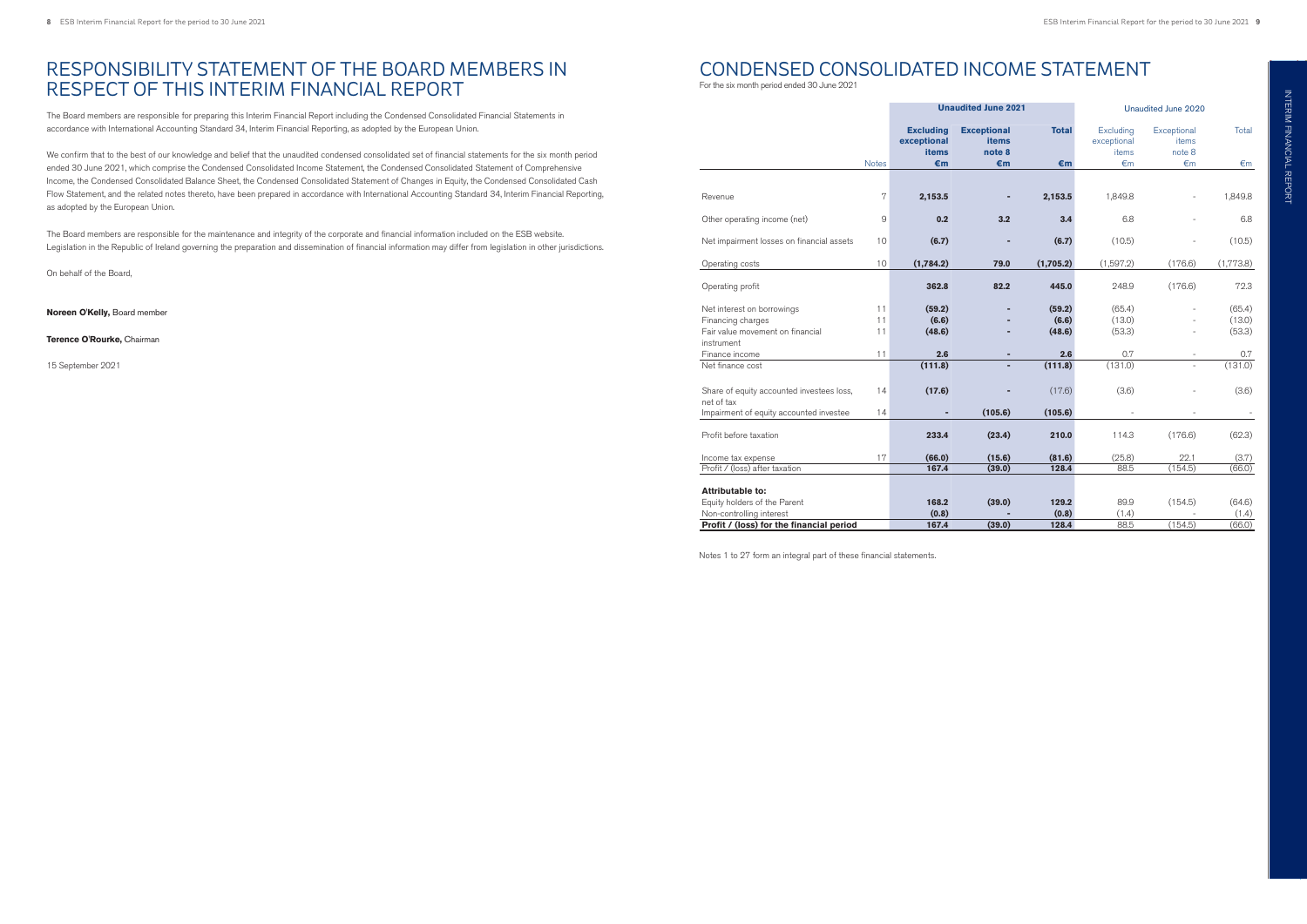# RESPONSIBILITY STATEMENT OF THE BOARD MEMBERS IN RESPECT OF THIS INTERIM FINANCIAL REPORT

The Board members are responsible for preparing this Interim Financial Report including the Condensed Consolidated Financial Statements in accordance with International Accounting Standard 34, Interim Financial Reporting, as adopted by the European Union.

We confirm that to the best of our knowledge and belief that the unaudited condensed consolidated set of financial statements for the six month period ended 30 June 2021, which comprise the Condensed Consolidated Income Statement, the Condensed Consolidated Statement of Comprehensive Income, the Condensed Consolidated Balance Sheet, the Condensed Consolidated Statement of Changes in Equity, the Condensed Consolidated Cash Flow Statement, and the related notes thereto, have been prepared in accordance with International Accounting Standard 34, Interim Financial Reporting, as adopted by the European Union.

The Board members are responsible for the maintenance and integrity of the corporate and financial information included on the ESB website. Legislation in the Republic of Ireland governing the preparation and dissemination of financial information may differ from legislation in other jurisdictions.

On behalf of the Board,

**Noreen O'Kelly,** Board member

**Terence O'Rourke,** Chairman

15 September 2021

# CONDENSED CONSOLIDATED INCOME STATEMENT

For the six month period ended 30 June 2021

| | | **Unaudited June 2021** | | | Unaudited June 2020 | | |
|---|---|---|---|---|---|---|---|
| | Notes | **Excluding exceptional items €m** | **Exceptional items note 8 €m** | **Total €m** | Excluding exceptional items €m | Exceptional items note 8 €m | Total €m |
| Revenue | 7 | **2,153.5** | **-** | **2,153.5** | 1,849.8 | - | 1,849.8 |
| Other operating income (net) | 9 | **0.2** | **3.2** | **3.4** | 6.8 | - | 6.8 |
| Net impairment losses on financial assets | 10 | **(6.7)** | **-** | **(6.7)** | (10.5) | - | (10.5) |
| Operating costs | 10 | **(1,784.2)** | **79.0** | **(1,705.2)** | (1,597.2) | (176.6) | (1,773.8) |
| Operating profit | | **362.8** | **82.2** | **445.0** | 248.9 | (176.6) | 72.3 |
| Net interest on borrowings | 11 | **(59.2)** | **-** | **(59.2)** | (65.4) | - | (65.4) |
| Financing charges | 11 | **(6.6)** | **-** | **(6.6)** | (13.0) | - | (13.0) |
| Fair value movement on financial instrument | 11 | **(48.6)** | **-** | **(48.6)** | (53.3) | - | (53.3) |
| Finance income | 11 | **2.6** | **-** | **2.6** | 0.7 | - | 0.7 |
| Net finance cost | | **(111.8)** | **-** | **(111.8)** | (131.0) | - | (131.0) |
| Share of equity accounted investees loss, net of tax | 14 | **(17.6)** | **-** | (17.6) | (3.6) | - | (3.6) |
| Impairment of equity accounted investee | 14 | **-** | **(105.6)** | **(105.6)** | - | - | - |
| Profit before taxation | | **233.4** | **(23.4)** | **210.0** | 114.3 | (176.6) | (62.3) |
| Income tax expense | 17 | **(66.0)** | **(15.6)** | **(81.6)** | (25.8) | 22.1 | (3.7) |
| Profit / (loss) after taxation | | **167.4** | **(39.0)** | **128.4** | 88.5 | (154.5) | (66.0) |
| **Attributable to:** | | | | | | | |
| Equity holders of the Parent | | **168.2** | **(39.0)** | **129.2** | 89.9 | (154.5) | (64.6) |
| Non-controlling interest | | **(0.8)** | **-** | **(0.8)** | (1.4) | - | (1.4) |
| **Profit / (loss) for the financial period** | | **167.4** | **(39.0)** | **128.4** | 88.5 | (154.5) | (66.0) |

Notes 1 to 27 form an integral part of these financial statements.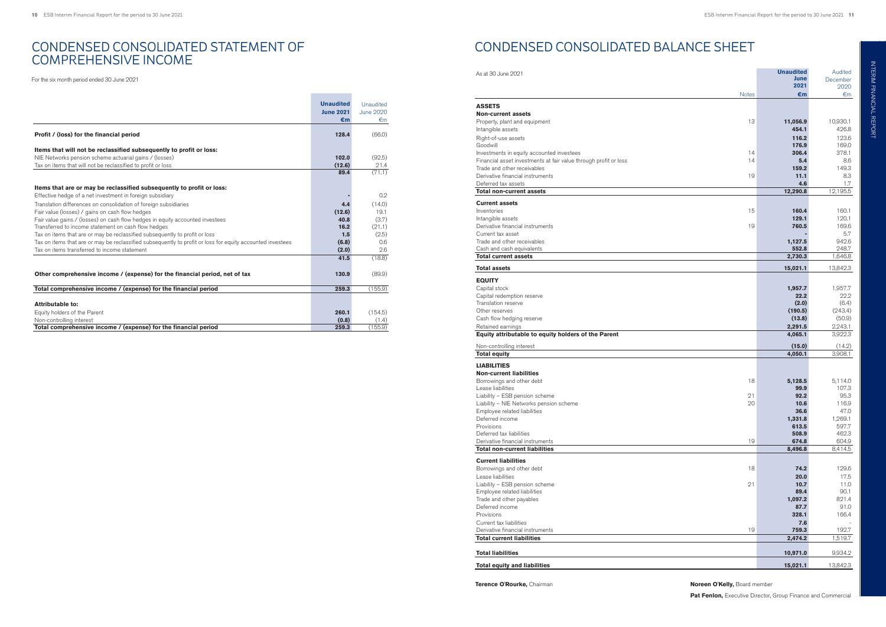# CONDENSED CONSOLIDATED STATEMENT OF COMPREHENSIVE INCOME

For the six month period ended 30 June 2021

| | Unaudited June 2021 €m | Unaudited June 2020 €m |
|---|---|---|
| **Profit / (loss) for the financial period** | **128.4** | (66.0) |
| **Items that will not be reclassified subsequently to profit or loss:** | | |
| NIE Networks pension scheme actuarial gains / (losses) | **102.0** | (92.5) |
| Tax on items that will not be reclassified to profit or loss | **(12.6)** | 21.4 |
| | **89.4** | (71.1) |
| **Items that are or may be reclassified subsequently to profit or loss:** | | |
| Effective hedge of a net investment in foreign subsidiary | **-** | 0.2 |
| Translation differences on consolidation of foreign subsidiaries | **4.4** | (14.0) |
| Fair value (losses) / gains on cash flow hedges | **(12.6)** | 19.1 |
| Fair value gains / (losses) on cash flow hedges in equity accounted investees | **40.8** | (3.7) |
| Transferred to income statement on cash flow hedges | **16.2** | (21.1) |
| Tax on items that are or may be reclassified subsequently to profit or loss | **1.5** | (2.5) |
| Tax on items that are or may be reclassified subsequently to profit or loss for equity accounted investees | **(6.8)** | 0.6 |
| Tax on items transferred to income statement | **(2.0)** | 2.6 |
| | **41.5** | (18.8) |
| **Other comprehensive income / (expense) for the financial period, net of tax** | **130.9** | (89.9) |
| **Total comprehensive income / (expense) for the financial period** | **259.3** | (155.9) |
| **Attributable to:** | | |
| Equity holders of the Parent | **260.1** | (154.5) |
| Non-controlling interest | **(0.8)** | (1.4) |
| **Total comprehensive income / (expense) for the financial period** | **259.3** | (155.9) |

# CONDENSED CONSOLIDATED BALANCE SHEET

As at 30 June 2021

| | Notes | Unaudited June 2021 €m | Audited December 2020 €m |
|---|---|---|---|
| **ASSETS** | | | |
| **Non-current assets** | | | |
| Property, plant and equipment | 13 | **11,056.9** | 10,930.1 |
| Intangible assets | | **454.1** | 426.8 |
| Right-of-use assets | | **116.2** | 123.6 |
| Goodwill | | **176.9** | 169.0 |
| Investments in equity accounted investees | 14 | **306.4** | 378.1 |
| Financial asset investments at fair value through profit or loss | 14 | **5.4** | 8.6 |
| Trade and other receivables | | **159.2** | 149.3 |
| Derivative financial instruments | 19 | **11.1** | 8.3 |
| Deferred tax assets | | **4.6** | 1.7 |
| **Total non-current assets** | | **12,290.8** | 12,195.5 |
| **Current assets** | | | |
| Inventories | 15 | **160.4** | 160.1 |
| Intangible assets | | **129.1** | 120.1 |
| Derivative financial instruments | 19 | **760.5** | 169.6 |
| Current tax asset | | **-** | 5.7 |
| Trade and other receivables | | **1,127.5** | 942.6 |
| Cash and cash equivalents | | **552.8** | 248.7 |
| **Total current assets** | | **2,730.3** | 1,646.8 |
| **Total assets** | | **15,021.1** | 13,842.3 |
| **EQUITY** | | | |
| Capital stock | | **1,957.7** | 1,957.7 |
| Capital redemption reserve | | **22.2** | 22.2 |
| Translation reserve | | **(2.0)** | (6.4) |
| Other reserves | | **(190.5)** | (243.4) |
| Cash flow hedging reserve | | **(13.8)** | (50.9) |
| Retained earnings | | **2,291.5** | 2,243.1 |
| **Equity attributable to equity holders of the Parent** | | **4,065.1** | 3,922.3 |
| Non-controlling interest | | **(15.0)** | (14.2) |
| **Total equity** | | **4,050.1** | 3,908.1 |
| **LIABILITIES** | | | |
| **Non-current liabilities** | | | |
| Borrowings and other debt | 18 | **5,128.5** | 5,114.0 |
| Lease liabilities | | **99.9** | 107.3 |
| Liability – ESB pension scheme | 21 | **92.2** | 95.3 |
| Liability – NIE Networks pension scheme | 20 | **10.6** | 116.9 |
| Employee related liabilities | | **36.6** | 47.0 |
| Deferred income | | **1,331.8** | 1,269.1 |
| Provisions | | **613.5** | 597.7 |
| Deferred tax liabilities | | **508.9** | 462.3 |
| Derivative financial instruments | 19 | **674.8** | 604.9 |
| **Total non-current liabilities** | | **8,496.8** | 8,414.5 |
| **Current liabilities** | | | |
| Borrowings and other debt | 18 | **74.2** | 129.6 |
| Lease liabilities | | **20.0** | 17.5 |
| Liability – ESB pension scheme | 21 | **10.7** | 11.0 |
| Employee related liabilities | | **89.4** | 90.1 |
| Trade and other payables | | **1,097.2** | 821.4 |
| Deferred income | | **87.7** | 91.0 |
| Provisions | | **328.1** | 166.4 |
| Current tax liabilities | | **7.6** | - |
| Derivative financial instruments | 19 | **759.3** | 192.7 |
| **Total current liabilities** | | **2,474.2** | 1,519.7 |
| **Total liabilities** | | **10,971.0** | 9,934.2 |
| **Total equity and liabilities** | | **15,021.1** | 13,842.3 |

**Terence O'Rourke,** Chairman

**Noreen O'Kelly,** Board member

**Pat Fenlon,** Executive Director, Group Finance and Commercial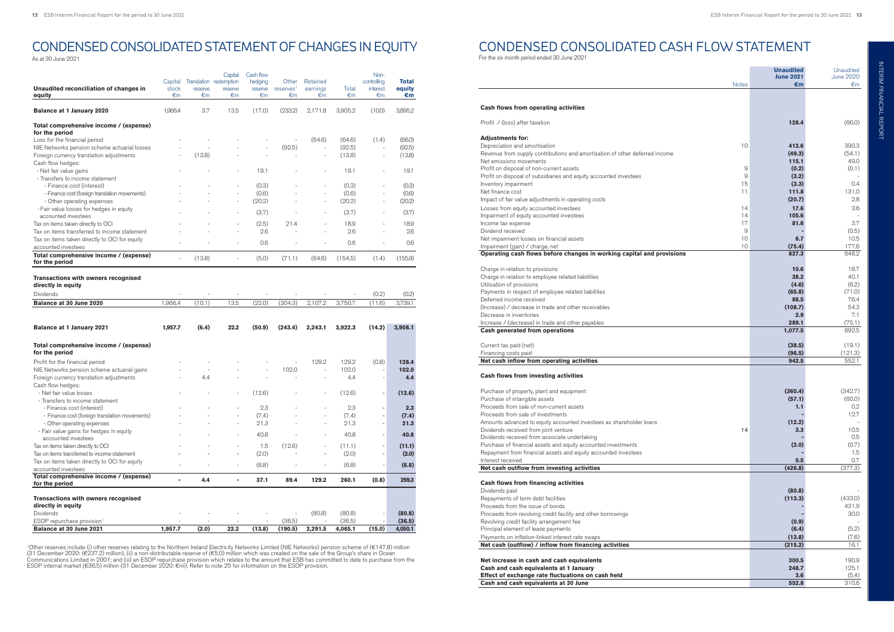# CONDENSED CONSOLIDATED STATEMENT OF CHANGES IN EQUITY

As at 30 June 2021

| Unaudited reconciliation of changes in equity | Capital stock €m | Translation reserve €m | Capital redemption reserve €m | Cash flow hedging reserve €m | Other reserves[1] €m | Retained earnings €m | Total €m | Non-controlling interest €m | Total equity €m |
|---|---|---|---|---|---|---|---|---|---|
| **Balance at 1 January 2020** | 1,966.4 | 3.7 | 13.5 | (17.0) | (233.2) | 2,171.8 | 3,905.2 | (10.0) | 3,895.2 |
| **Total comprehensive income / (expense) for the period** | | | | | | | | | |
| Loss for the financial period | - | - | - | - | - | (64.6) | (64.6) | (1.4) | (66.0) |
| NIE Networks pension scheme actuarial losses | - | - | - | - | (92.5) | - | (92.5) | - | (92.5) |
| Foreign currency translation adjustments | - | (13.8) | - | - | - | - | (13.8) | - | (13.8) |
| Cash flow hedges: | | | | | | | | | |
| - Net fair value gains | - | - | - | 19.1 | - | - | 19.1 | - | 19.1 |
| - Transfers to income statement | | | | | | | | | |
| - Finance cost (interest) | - | - | - | (0.3) | - | - | (0.3) | - | (0.3) |
| - Finance cost (foreign translation movements) | - | - | - | (0.6) | - | - | (0.6) | - | (0.6) |
| - Other operating expenses | - | - | - | (20.2) | - | - | (20.2) | - | (20.2) |
| - Fair value losses for hedges in equity accounted investees | - | - | - | (3.7) | - | - | (3.7) | - | (3.7) |
| Tax on items taken directly to OCI | - | - | - | (2.5) | 21.4 | - | 18.9 | - | 18.9 |
| Tax on items transferred to income statement | - | - | - | 2.6 | - | - | 2.6 | - | 2.6 |
| Tax on items taken directly to OCI for equity accounted investees | - | - | - | 0.6 | - | - | 0.6 | - | 0.6 |
| **Total comprehensive income / (expense) for the period** | - | (13.8) | - | (5.0) | (71.1) | (64.6) | (154.5) | (1.4) | (155.9) |
| **Transactions with owners recognised directly in equity** | | | | | | | | | |
| Dividends | - | - | - | - | - | - | - | (0.2) | (0.2) |
| **Balance at 30 June 2020** | 1,966.4 | (10.1) | 13.5 | (22.0) | (304.3) | 2,107.2 | 3,750.7 | (11.6) | 3,739.1 |
| | | | | | | | | | |
| **Balance at 1 January 2021** | **1,957.7** | **(6.4)** | **22.2** | **(50.9)** | **(243.4)** | **2,243.1** | **3,922.3** | **(14.2)** | **3,908.1** |
| **Total comprehensive income / (expense) for the period** | | | | | | | | | |
| Profit for the financial period | - | - | - | - | - | 129.2 | 129.2 | (0.8) | **128.4** |
| NIE Networks pension scheme actuarial gains | - | - | - | - | 102.0 | - | 102.0 | - | **102.0** |
| Foreign currency translation adjustments | - | 4.4 | - | - | - | - | 4.4 | - | **4.4** |
| Cash flow hedges: | | | | | | | | | |
| - Net fair value losses | - | - | - | (12.6) | - | - | (12.6) | - | **(12.6)** |
| - Transfers to income statement | | | | | | | | | |
| - Finance cost (interest) | - | - | - | 2.3 | - | - | 2.3 | - | **2.3** |
| - Finance cost (foreign translation movements) | - | - | - | (7.4) | - | - | (7.4) | - | **(7.4)** |
| - Other operating expenses | - | - | - | 21.3 | - | - | 21.3 | - | **21.3** |
| - Fair value gains for hedges in equity accounted investees | - | - | - | 40.8 | - | - | 40.8 | - | **40.8** |
| Tax on items taken directly to OCI | - | - | - | 1.5 | (12.6) | - | (11.1) | - | **(11.1)** |
| Tax on items transferred to income statement | - | - | - | (2.0) | - | - | (2.0) | - | **(2.0)** |
| Tax on items taken directly to OCI for equity accounted investees | - | - | - | (6.8) | - | - | (6.8) | - | **(6.8)** |
| **Total comprehensive income / (expense) for the period** | **-** | **4.4** | **-** | **37.1** | **89.4** | **129.2** | **260.1** | **(0.8)** | **259.3** |
| **Transactions with owners recognised directly in equity** | | | | | | | | | |
| Dividends | - | - | - | - | - | (80.8) | (80.8) | - | **(80.8)** |
| ESOP repurchase provision[1] | - | - | - | - | (36.5) | - | (36.5) | - | **(36.5)** |
| **Balance at 30 June 2021** | **1,957.7** | **(2.0)** | **22.2** | **(13.8)** | **(190.5)** | **2,291.5** | **4,065.1** | **(15.0)** | **4,050.1** |

[1]Other reserves include (i) other reserves relating to the Northern Ireland Electricity Networks Limited (NIE Networks) pension scheme of (€147.8) million (31 December 2020: (€237.2) million), (ii) a non-distributable reserve of (€5.0) million which was created on the sale of the Group's share in Ocean Communications Limited in 2001; and (iii) an ESOP repurchase provision which relates to the amount that ESB has committed to date to purchase from the ESOP internal market (€36.5) million (31 December 2020: €nil). Refer to note 25 for information on the ESOP provision.

# CONDENSED CONSOLIDATED CASH FLOW STATEMENT

For the six month period ended 30 June 2021

| | Notes | Unaudited June 2021 €m | Unaudited June 2020 €m |
|---|---|---|---|
| **Cash flows from operating activities** | | | |
| Profit / (loss) after taxation | | **128.4** | (66.0) |
| **Adjustments for:** | | | |
| Depreciation and amortisation | 10 | **412.6** | 390.3 |
| Revenue from supply contributions and amortisation of other deferred income | | **(49.3)** | (54.1) |
| Net emissions movements | | **115.1** | 49.0 |
| Profit on disposal of non-current assets | 9 | **(0.2)** | (0.1) |
| Profit on disposal of subsidiaries and equity accounted investees | 9 | **(3.2)** | - |
| Inventory impairment | 15 | **(3.3)** | 0.4 |
| Net finance cost | 11 | **111.8** | 131.0 |
| Impact of fair value adjustments in operating costs | | **(20.7)** | 2.8 |
| Losses from equity accounted investees | 14 | **17.6** | 3.6 |
| Impairment of equity accounted investees | 14 | **105.6** | - |
| Income tax expense | 17 | **81.6** | 3.7 |
| Dividend received | 9 | **-** | (0.5) |
| Net impairment losses on financial assets | 10 | **6.7** | 10.5 |
| Impairment (gain) / charge, net | 10 | **(75.4)** | 177.6 |
| **Operating cash flows before changes in working capital and provisions** | | **827.3** | 648.2 |
| Charge in relation to provisions | | **10.6** | 18.7 |
| Charge in relation to employee related liabilities | | **38.2** | 40.1 |
| Utilisation of provisions | | **(4.6)** | (6.2) |
| Payments in respect of employee related liabilities | | **(65.8)** | (71.0) |
| Deferred income received | | **88.5** | 76.4 |
| (Increase) / decrease in trade and other receivables | | **(108.7)** | 54.3 |
| Decrease in inventories | | **2.9** | 7.1 |
| Increase / (decrease) in trade and other payables | | **289.1** | (75.1) |
| **Cash generated from operations** | | **1,077.5** | 692.5 |
| Current tax paid (net) | | **(38.5)** | (19.1) |
| Financing costs paid | | **(96.5)** | (121.3) |
| **Net cash inflow from operating activities** | | **942.5** | 552.1 |
| **Cash flows from investing activities** | | | |
| Purchase of property, plant and equipment | | **(360.4)** | (342.7) |
| Purchase of intangible assets | | **(57.1)** | (60.0) |
| Proceeds from sale of non-current assets | | **1.1** | 0.2 |
| Proceeds from sale of investments | | **-** | 12.7 |
| Amounts advanced to equity accounted investees as shareholder loans | | **(12.2)** | - |
| Dividends received from joint venture | 14 | **3.3** | 10.5 |
| Dividends received from associate undertaking | | **-** | 0.5 |
| Purchase of financial assets and equity accounted investments | | **(2.0)** | (0.7) |
| Repayment from financial assets and equity accounted investees | | **-** | 1.5 |
| Interest received | | **0.5** | 0.7 |
| **Net cash outflow from investing activities** | | **(426.8)** | (377.3) |
| **Cash flows from financing activities** | | | |
| Dividends paid | | **(80.8)** | - |
| Repayments of term debt facilities | | **(113.3)** | (433.0) |
| Proceeds from the issue of bonds | | **-** | 431.9 |
| Proceeds from revolving credit facility and other borrowings | | **-** | 30.0 |
| Revolving credit facility arrangement fee | | **(0.9)** | - |
| Principal element of lease payments | | **(6.4)** | (5.2) |
| Payments on inflation-linked interest rate swaps | | **(13.8)** | (7.6) |
| **Net cash (outflow) / inflow from financing activities** | | **(215.2)** | 16.1 |
| **Net increase in cash and cash equivalents** | | **300.5** | 190.9 |
| **Cash and cash equivalents at 1 January** | | **248.7** | 125.1 |
| **Effect of exchange rate fluctuations on cash held** | | **3.6** | (5.4) |
| **Cash and cash equivalents at 30 June** | | **552.8** | 310.6 |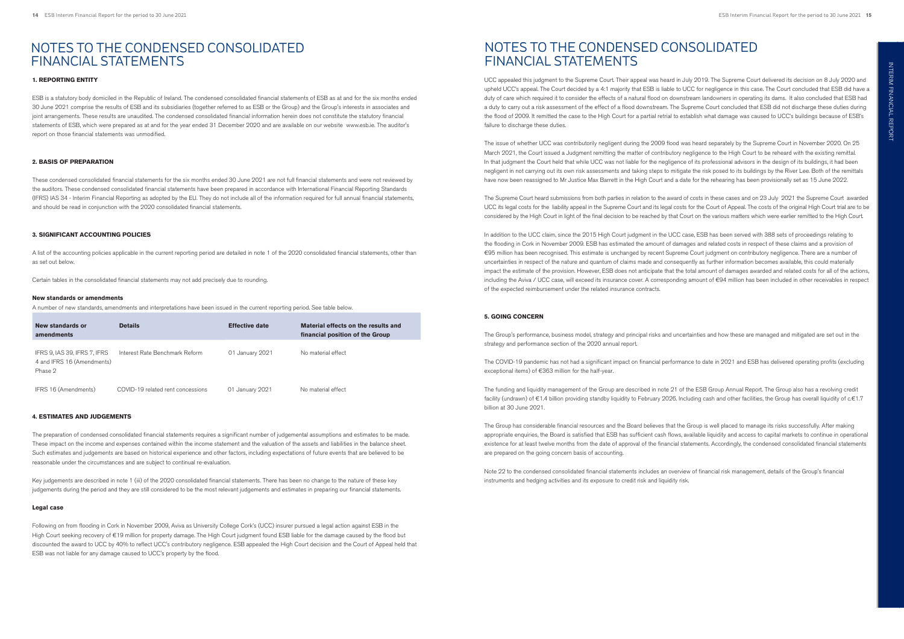# NOTES TO THE CONDENSED CONSOLIDATED FINANCIAL STATEMENTS

### 1. REPORTING ENTITY

ESB is a statutory body domiciled in the Republic of Ireland. The condensed consolidated financial statements of ESB as at and for the six months ended 30 June 2021 comprise the results of ESB and its subsidiaries (together referred to as ESB or the Group) and the Group's interests in associates and joint arrangements. These results are unaudited. The condensed consolidated financial information herein does not constitute the statutory financial statements of ESB, which were prepared as at and for the year ended 31 December 2020 and are available on our website www.esb.ie. The auditor's report on those financial statements was unmodified.

### 2. BASIS OF PREPARATION

These condensed consolidated financial statements for the six months ended 30 June 2021 are not full financial statements and were not reviewed by the auditors. These condensed consolidated financial statements have been prepared in accordance with International Financial Reporting Standards (IFRS) IAS 34 - Interim Financial Reporting as adopted by the EU. They do not include all of the information required for full annual financial statements, and should be read in conjunction with the 2020 consolidated financial statements.

### 3. SIGNIFICANT ACCOUNTING POLICIES

A list of the accounting policies applicable in the current reporting period are detailed in note 1 of the 2020 consolidated financial statements, other than as set out below.

Certain tables in the consolidated financial statements may not add precisely due to rounding.

**New standards or amendments**

A number of new standards, amendments and interpretations have been issued in the current reporting period. See table below.

| New standards or amendments | Details | Effective date | Material effects on the results and financial position of the Group |
|---|---|---|---|
| IFRS 9, IAS 39, IFRS 7, IFRS 4 and IFRS 16 (Amendments) Phase 2 | Interest Rate Benchmark Reform | 01 January 2021 | No material effect |
| IFRS 16 (Amendments) | COVID-19 related rent concessions | 01 January 2021 | No material effect |

### 4. ESTIMATES AND JUDGEMENTS

The preparation of condensed consolidated financial statements requires a significant number of judgemental assumptions and estimates to be made. These impact on the income and expenses contained within the income statement and the valuation of the assets and liabilities in the balance sheet. Such estimates and judgements are based on historical experience and other factors, including expectations of future events that are believed to be reasonable under the circumstances and are subject to continual re-evaluation.

Key judgements are described in note 1 (iii) of the 2020 consolidated financial statements. There has been no change to the nature of these key judgements during the period and they are still considered to be the most relevant judgements and estimates in preparing our financial statements.

**Legal case**

Following on from flooding in Cork in November 2009, Aviva as University College Cork's (UCC) insurer pursued a legal action against ESB in the High Court seeking recovery of €19 million for property damage. The High Court judgment found ESB liable for the damage caused by the flood but discounted the award to UCC by 40% to reflect UCC's contributory negligence. ESB appealed the High Court decision and the Court of Appeal held that ESB was not liable for any damage caused to UCC's property by the flood.

UCC appealed this judgment to the Supreme Court. Their appeal was heard in July 2019. The Supreme Court delivered its decision on 8 July 2020 and upheld UCC's appeal. The Court decided by a 4:1 majority that ESB is liable to UCC for negligence in this case. The Court concluded that ESB did have a duty of care which required it to consider the effects of a natural flood on downstream landowners in operating its dams. It also concluded that ESB had a duty to carry out a risk assessment of the effect of a flood downstream. The Supreme Court concluded that ESB did not discharge these duties during the flood of 2009. It remitted the case to the High Court for a partial retrial to establish what damage was caused to UCC's buildings because of ESB's failure to discharge these duties.

The issue of whether UCC was contributorily negligent during the 2009 flood was heard separately by the Supreme Court in November 2020. On 25 March 2021, the Court issued a Judgment remitting the matter of contributory negligence to the High Court to be reheard with the existing remittal. In that judgment the Court held that while UCC was not liable for the negligence of its professional advisors in the design of its buildings, it had been negligent in not carrying out its own risk assessments and taking steps to mitigate the risk posed to its buildings by the River Lee. Both of the remittals have now been reassigned to Mr Justice Max Barrett in the High Court and a date for the rehearing has been provisionally set as 15 June 2022.

The Supreme Court heard submissions from both parties in relation to the award of costs in these cases and on 23 July 2021 the Supreme Court awarded UCC its legal costs for the liability appeal in the Supreme Court and its legal costs for the Court of Appeal. The costs of the original High Court trial are to be considered by the High Court in light of the final decision to be reached by that Court on the various matters which were earlier remitted to the High Court.

In addition to the UCC claim, since the 2015 High Court judgment in the UCC case, ESB has been served with 388 sets of proceedings relating to the flooding in Cork in November 2009. ESB has estimated the amount of damages and related costs in respect of these claims and a provision of €95 million has been recognised. This estimate is unchanged by recent Supreme Court judgment on contributory negligence. There are a number of uncertainties in respect of the nature and quantum of claims made and consequently as further information becomes available, this could materially impact the estimate of the provision. However, ESB does not anticipate that the total amount of damages awarded and related costs for all of the actions, including the Aviva / UCC case, will exceed its insurance cover. A corresponding amount of €94 million has been included in other receivables in respect of the expected reimbursement under the related insurance contracts.

### 5. GOING CONCERN

The Group's performance, business model, strategy and principal risks and uncertainties and how these are managed and mitigated are set out in the strategy and performance section of the 2020 annual report.

The COVID-19 pandemic has not had a significant impact on financial performance to date in 2021 and ESB has delivered operating profits (excluding exceptional items) of €363 million for the half-year.

The funding and liquidity management of the Group are described in note 21 of the ESB Group Annual Report. The Group also has a revolving credit facility (undrawn) of €1.4 billion providing standby liquidity to February 2026. Including cash and other facilities, the Group has overall liquidity of c.€1.7 billion at 30 June 2021.

The Group has considerable financial resources and the Board believes that the Group is well placed to manage its risks successfully. After making appropriate enquiries, the Board is satisfied that ESB has sufficient cash flows, available liquidity and access to capital markets to continue in operational existence for at least twelve months from the date of approval of the financial statements. Accordingly, the condensed consolidated financial statements are prepared on the going concern basis of accounting.

Note 22 to the condensed consolidated financial statements includes an overview of financial risk management, details of the Group's financial instruments and hedging activities and its exposure to credit risk and liquidity risk.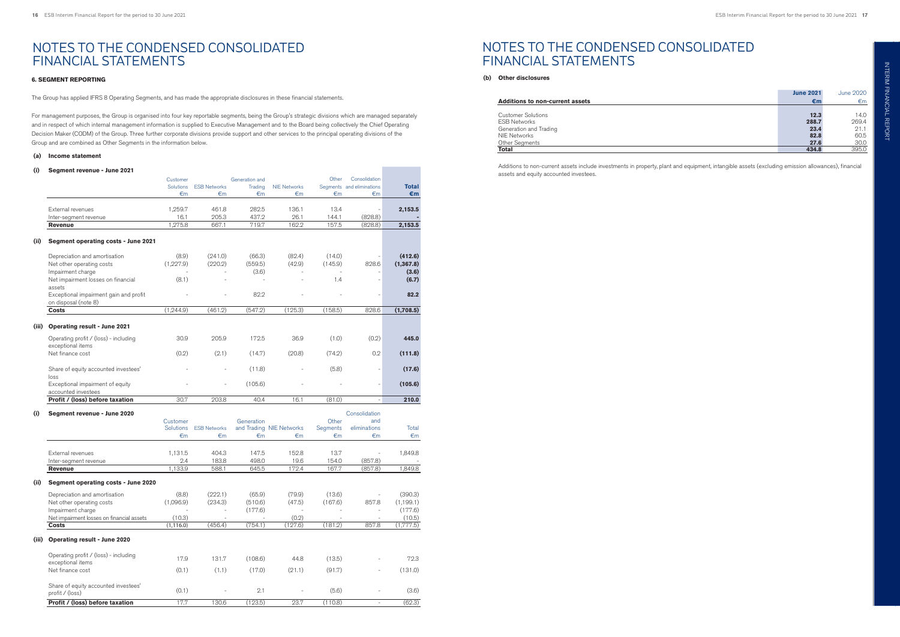# NOTES TO THE CONDENSED CONSOLIDATED FINANCIAL STATEMENTS

**6. SEGMENT REPORTING**

The Group has applied IFRS 8 Operating Segments, and has made the appropriate disclosures in these financial statements.

For management purposes, the Group is organised into four key reportable segments, being the Group's strategic divisions which are managed separately and in respect of which internal management information is supplied to Executive Management and to the Board being collectively the Chief Operating Decision Maker (CODM) of the Group. Three further corporate divisions provide support and other services to the principal operating divisions of the Group and are combined as Other Segments in the information below.

**(a) Income statement**

**(i) Segment revenue - June 2021**

| | Customer Solutions €m | ESB Networks €m | Generation and Trading €m | NIE Networks €m | Other Segments €m | Consolidation and eliminations €m | **Total €m** |
|---|---|---|---|---|---|---|---|
| External revenues | 1,259.7 | 461.8 | 282.5 | 136.1 | 13.4 | - | **2,153.5** |
| Inter-segment revenue | 16.1 | 205.3 | 437.2 | 26.1 | 144.1 | (828.8) | **-** |
| **Revenue** | 1,275.8 | 667.1 | 719.7 | 162.2 | 157.5 | (828.8) | **2,153.5** |

**(ii) Segment operating costs - June 2021**

| | Customer Solutions €m | ESB Networks €m | Generation and Trading €m | NIE Networks €m | Other Segments €m | Consolidation and eliminations €m | **Total €m** |
|---|---|---|---|---|---|---|---|
| Depreciation and amortisation | (8.9) | (241.0) | (66.3) | (82.4) | (14.0) | - | **(412.6)** |
| Net other operating costs | (1,227.9) | (220.2) | (559.5) | (42.9) | (145.9) | 828.6 | **(1,367.8)** |
| Impairment charge | - | - | (3.6) | - | - | - | **(3.6)** |
| Net impairment losses on financial assets | (8.1) | - | - | - | 1.4 | - | **(6.7)** |
| Exceptional impairment gain and profit on disposal (note 8) | - | - | 82.2 | - | - | - | **82.2** |
| **Costs** | (1,244.9) | (461.2) | (547.2) | (125.3) | (158.5) | 828.6 | **(1,708.5)** |

**(iii) Operating result - June 2021**

| | Customer Solutions €m | ESB Networks €m | Generation and Trading €m | NIE Networks €m | Other Segments €m | Consolidation and eliminations €m | **Total €m** |
|---|---|---|---|---|---|---|---|
| Operating profit / (loss) - including exceptional items | 30.9 | 205.9 | 172.5 | 36.9 | (1.0) | (0.2) | **445.0** |
| Net finance cost | (0.2) | (2.1) | (14.7) | (20.8) | (74.2) | 0.2 | **(111.8)** |
| Share of equity accounted investees' loss | - | - | (11.8) | - | (5.8) | - | **(17.6)** |
| Exceptional impairment of equity accounted investees | - | - | (105.6) | - | - | - | **(105.6)** |
| **Profit / (loss) before taxation** | 30.7 | 203.8 | 40.4 | 16.1 | (81.0) | - | **210.0** |

**(i) Segment revenue - June 2020**

| | Customer Solutions €m | ESB Networks €m | Generation and Trading €m | NIE Networks €m | Other Segments €m | Consolidation and eliminations €m | Total €m |
|---|---|---|---|---|---|---|---|
| External revenues | 1,131.5 | 404.3 | 147.5 | 152.8 | 13.7 | - | 1,849.8 |
| Inter-segment revenue | 2.4 | 183.8 | 498.0 | 19.6 | 154.0 | (857.8) | - |
| **Revenue** | 1,133.9 | 588.1 | 645.5 | 172.4 | 167.7 | (857.8) | 1,849.8 |

**(ii) Segment operating costs - June 2020**

| | Customer Solutions €m | ESB Networks €m | Generation and Trading €m | NIE Networks €m | Other Segments €m | Consolidation and eliminations €m | Total €m |
|---|---|---|---|---|---|---|---|
| Depreciation and amortisation | (8.8) | (222.1) | (65.9) | (79.9) | (13.6) | - | (390.3) |
| Net other operating costs | (1,096.9) | (234.3) | (510.6) | (47.5) | (167.6) | 857.8 | (1,199.1) |
| Impairment charge | - | - | (177.6) | - | - | - | (177.6) |
| Net impairment losses on financial assets | (10.3) | - | - | (0.2) | - | - | (10.5) |
| **Costs** | (1,116.0) | (456.4) | (754.1) | (127.6) | (181.2) | 857.8 | (1,777.5) |

**(iii) Operating result - June 2020**

| | Customer Solutions €m | ESB Networks €m | Generation and Trading €m | NIE Networks €m | Other Segments €m | Consolidation and eliminations €m | Total €m |
|---|---|---|---|---|---|---|---|
| Operating profit / (loss) - including exceptional items | 17.9 | 131.7 | (108.6) | 44.8 | (13.5) | - | 72.3 |
| Net finance cost | (0.1) | (1.1) | (17.0) | (21.1) | (91.7) | - | (131.0) |
| Share of equity accounted investees' profit / (loss) | (0.1) | - | 2.1 | - | (5.6) | - | (3.6) |
| **Profit / (loss) before taxation** | 17.7 | 130.6 | (123.5) | 23.7 | (110.8) | - | (62.3) |

**(b) Other disclosures**

| **Additions to non-current assets** | **June 2021 €m** | June 2020 €m |
|---|---|---|
| Customer Solutions | **12.3** | 14.0 |
| ESB Networks | **288.7** | 269.4 |
| Generation and Trading | **23.4** | 21.1 |
| NIE Networks | **82.8** | 60.5 |
| Other Segments | **27.6** | 30.0 |
| **Total** | **434.8** | 395.0 |

Additions to non-current assets include investments in property, plant and equipment, intangible assets (excluding emission allowances), financial assets and equity accounted investees.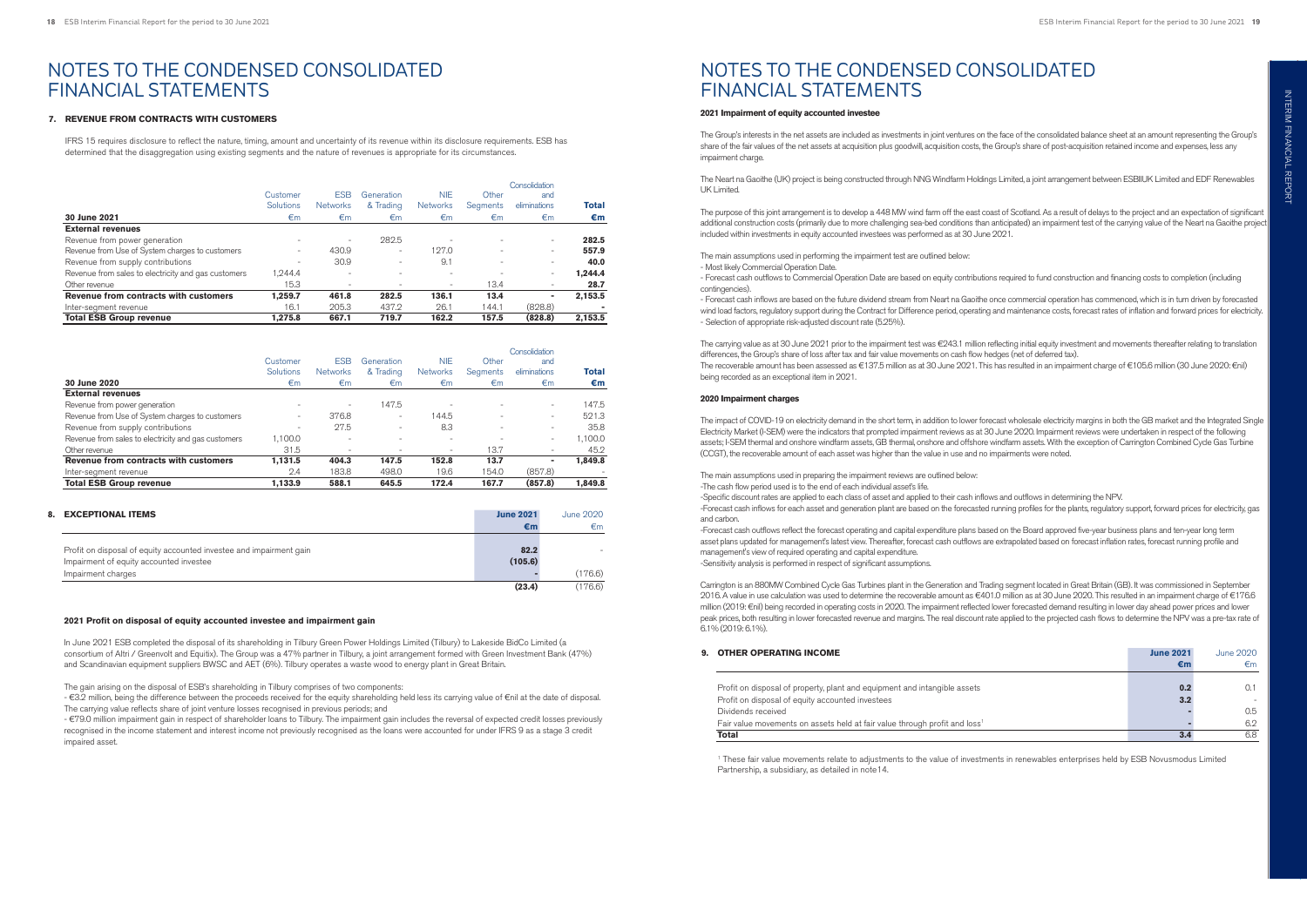# NOTES TO THE CONDENSED CONSOLIDATED FINANCIAL STATEMENTS

### 7. REVENUE FROM CONTRACTS WITH CUSTOMERS

IFRS 15 requires disclosure to reflect the nature, timing, amount and uncertainty of its revenue within its disclosure requirements. ESB has determined that the disaggregation using existing segments and the nature of revenues is appropriate for its circumstances.

| 30 June 2021 | Customer Solutions €m | ESB Networks €m | Generation & Trading €m | NIE Networks €m | Other Segments €m | Consolidation and eliminations €m | Total €m |
|---|---|---|---|---|---|---|---|
| **External revenues** | | | | | | | |
| Revenue from power generation | - | - | 282.5 | - | - | - | **282.5** |
| Revenue from Use of System charges to customers | - | 430.9 | - | 127.0 | - | - | **557.9** |
| Revenue from supply contributions | - | 30.9 | - | 9.1 | - | - | **40.0** |
| Revenue from sales to electricity and gas customers | 1,244.4 | - | - | - | - | - | **1,244.4** |
| Other revenue | 15.3 | - | - | - | 13.4 | - | **28.7** |
| **Revenue from contracts with customers** | **1,259.7** | **461.8** | **282.5** | **136.1** | **13.4** | **-** | **2,153.5** |
| Inter-segment revenue | 16.1 | 205.3 | 437.2 | 26.1 | 144.1 | (828.8) | **-** |
| **Total ESB Group revenue** | **1,275.8** | **667.1** | **719.7** | **162.2** | **157.5** | **(828.8)** | **2,153.5** |

| 30 June 2020 | Customer Solutions €m | ESB Networks €m | Generation & Trading €m | NIE Networks €m | Other Segments €m | Consolidation and eliminations €m | Total €m |
|---|---|---|---|---|---|---|---|
| **External revenues** | | | | | | | |
| Revenue from power generation | - | - | 147.5 | - | - | - | 147.5 |
| Revenue from Use of System charges to customers | - | 376.8 | - | 144.5 | - | - | 521.3 |
| Revenue from supply contributions | - | 27.5 | - | 8.3 | - | - | 35.8 |
| Revenue from sales to electricity and gas customers | 1,100.0 | - | - | - | - | - | 1,100.0 |
| Other revenue | 31.5 | - | - | - | 13.7 | - | 45.2 |
| **Revenue from contracts with customers** | **1,131.5** | **404.3** | **147.5** | **152.8** | **13.7** | **-** | **1,849.8** |
| Inter-segment revenue | 2.4 | 183.8 | 498.0 | 19.6 | 154.0 | (857.8) | - |
| **Total ESB Group revenue** | **1,133.9** | **588.1** | **645.5** | **172.4** | **167.7** | **(857.8)** | **1,849.8** |

### 8. EXCEPTIONAL ITEMS

| | June 2021 €m | June 2020 €m |
|---|---|---|
| Profit on disposal of equity accounted investee and impairment gain | **82.2** | - |
| Impairment of equity accounted investee | **(105.6)** | |
| Impairment charges | **-** | (176.6) |
| | **(23.4)** | (176.6) |

#### 2021 Profit on disposal of equity accounted investee and impairment gain

In June 2021 ESB completed the disposal of its shareholding in Tilbury Green Power Holdings Limited (Tilbury) to Lakeside BidCo Limited (a consortium of Altri / Greenvolt and Equitix). The Group was a 47% partner in Tilbury, a joint arrangement formed with Green Investment Bank (47%) and Scandinavian equipment suppliers BWSC and AET (6%). Tilbury operates a waste wood to energy plant in Great Britain.

The gain arising on the disposal of ESB's shareholding in Tilbury comprises of two components:

- €3.2 million, being the difference between the proceeds received for the equity shareholding held less its carrying value of €nil at the date of disposal. The carrying value reflects share of joint venture losses recognised in previous periods; and
- €79.0 million impairment gain in respect of shareholder loans to Tilbury. The impairment gain includes the reversal of expected credit losses previously recognised in the income statement and interest income not previously recognised as the loans were accounted for under IFRS 9 as a stage 3 credit impaired asset.

#### 2021 Impairment of equity accounted investee

The Group's interests in the net assets are included as investments in joint ventures on the face of the consolidated balance sheet at an amount representing the Group's share of the fair values of the net assets at acquisition plus goodwill, acquisition costs, the Group's share of post-acquisition retained income and expenses, less any impairment charge.

The Neart na Gaoithe (UK) project is being constructed through NNG Windfarm Holdings Limited, a joint arrangement between ESBIIUK Limited and EDF Renewables UK Limited.

The purpose of this joint arrangement is to develop a 448 MW wind farm off the east coast of Scotland. As a result of delays to the project and an expectation of significant additional construction costs (primarily due to more challenging sea-bed conditions than anticipated) an impairment test of the carrying value of the Neart na Gaoithe project included within investments in equity accounted investees was performed as at 30 June 2021.

The main assumptions used in performing the impairment test are outlined below:

- Most likely Commercial Operation Date.
- Forecast cash outflows to Commercial Operation Date are based on equity contributions required to fund construction and financing costs to completion (including contingencies).
- Forecast cash inflows are based on the future dividend stream from Neart na Gaoithe once commercial operation has commenced, which is in turn driven by forecasted wind load factors, regulatory support during the Contract for Difference period, operating and maintenance costs, forecast rates of inflation and forward prices for electricity.
- Selection of appropriate risk-adjusted discount rate (5.25%).

The carrying value as at 30 June 2021 prior to the impairment test was €243.1 million reflecting initial equity investment and movements thereafter relating to translation differences, the Group's share of loss after tax and fair value movements on cash flow hedges (net of deferred tax).
The recoverable amount has been assessed as €137.5 million as at 30 June 2021. This has resulted in an impairment charge of €105.6 million (30 June 2020: €nil) being recorded as an exceptional item in 2021.

#### 2020 Impairment charges

The impact of COVID-19 on electricity demand in the short term, in addition to lower forecast wholesale electricity margins in both the GB market and the Integrated Single Electricity Market (I-SEM) were the indicators that prompted impairment reviews as at 30 June 2020. Impairment reviews were undertaken in respect of the following assets; I-SEM thermal and onshore windfarm assets, GB thermal, onshore and offshore windfarm assets. With the exception of Carrington Combined Cycle Gas Turbine (CCGT), the recoverable amount of each asset was higher than the value in use and no impairments were noted.

The main assumptions used in preparing the impairment reviews are outlined below:

- The cash flow period used is to the end of each individual asset's life.
- Specific discount rates are applied to each class of asset and applied to their cash inflows and outflows in determining the NPV.
- Forecast cash inflows for each asset and generation plant are based on the forecasted running profiles for the plants, regulatory support, forward prices for electricity, gas and carbon.
- Forecast cash outflows reflect the forecast operating and capital expenditure plans based on the Board approved five-year business plans and ten-year long term asset plans updated for management's latest view. Thereafter, forecast cash outflows are extrapolated based on forecast inflation rates, forecast running profile and management's view of required operating and capital expenditure.
- Sensitivity analysis is performed in respect of significant assumptions.

Carrington is an 880MW Combined Cycle Gas Turbines plant in the Generation and Trading segment located in Great Britain (GB). It was commissioned in September 2016. A value in use calculation was used to determine the recoverable amount as €401.0 million as at 30 June 2020. This resulted in an impairment charge of €176.6 million (2019: €nil) being recorded in operating costs in 2020. The impairment reflected lower forecasted demand resulting in lower day ahead power prices and lower peak prices, both resulting in lower forecasted revenue and margins. The real discount rate applied to the projected cash flows to determine the NPV was a pre-tax rate of 6.1% (2019: 6.1%).

### 9. OTHER OPERATING INCOME

| | June 2021 €m | June 2020 €m |
|---|---|---|
| Profit on disposal of property, plant and equipment and intangible assets | **0.2** | 0.1 |
| Profit on disposal of equity accounted investees | **3.2** | - |
| Dividends received | **-** | 0.5 |
| Fair value movements on assets held at fair value through profit and loss[1] | **-** | 6.2 |
| **Total** | **3.4** | 6.8 |

[1] These fair value movements relate to adjustments to the value of investments in renewables enterprises held by ESB Novusmodus Limited Partnership, a subsidiary, as detailed in note14.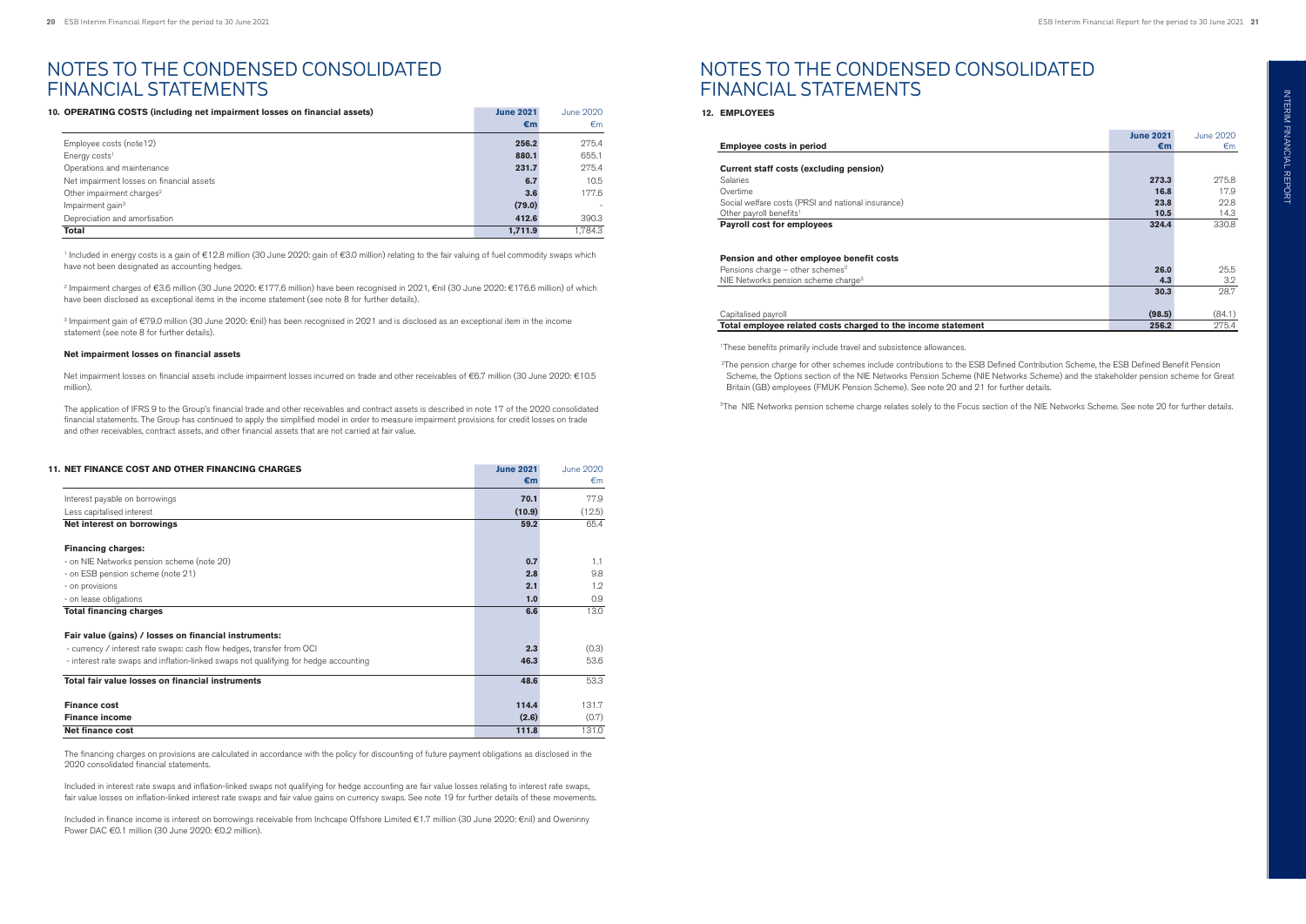# NOTES TO THE CONDENSED CONSOLIDATED FINANCIAL STATEMENTS

### 10. OPERATING COSTS (including net impairment losses on financial assets)

| | June 2021 €m | June 2020 €m |
|---|---|---|
| Employee costs (note12) | **256.2** | 275.4 |
| Energy costs[1] | **880.1** | 655.1 |
| Operations and maintenance | **231.7** | 275.4 |
| Net impairment losses on financial assets | **6.7** | 10.5 |
| Other impairment charges[2] | **3.6** | 177.6 |
| Impairment gain[3] | **(79.0)** | - |
| Depreciation and amortisation | **412.6** | 390.3 |
| **Total** | **1,711.9** | 1,784.3 |

[1] Included in energy costs is a gain of €12.8 million (30 June 2020: gain of €3.0 million) relating to the fair valuing of fuel commodity swaps which have not been designated as accounting hedges.

[2] Impairment charges of €3.6 million (30 June 2020: €177.6 million) have been recognised in 2021, €nil (30 June 2020: €176.6 million) of which have been disclosed as exceptional items in the income statement (see note 8 for further details).

[3] Impairment gain of €79.0 million (30 June 2020: €nil) has been recognised in 2021 and is disclosed as an exceptional item in the income statement (see note 8 for further details).

**Net impairment losses on financial assets**

Net impairment losses on financial assets include impairment losses incurred on trade and other receivables of €6.7 million (30 June 2020: €10.5 million).

The application of IFRS 9 to the Group's financial trade and other receivables and contract assets is described in note 17 of the 2020 consolidated financial statements. The Group has continued to apply the simplified model in order to measure impairment provisions for credit losses on trade and other receivables, contract assets, and other financial assets that are not carried at fair value.

### 11. NET FINANCE COST AND OTHER FINANCING CHARGES

| | June 2021 €m | June 2020 €m |
|---|---|---|
| Interest payable on borrowings | **70.1** | 77.9 |
| Less capitalised interest | **(10.9)** | (12.5) |
| **Net interest on borrowings** | **59.2** | 65.4 |
| | | |
| **Financing charges:** | | |
| - on NIE Networks pension scheme (note 20) | **0.7** | 1.1 |
| - on ESB pension scheme (note 21) | **2.8** | 9.8 |
| - on provisions | **2.1** | 1.2 |
| - on lease obligations | **1.0** | 0.9 |
| **Total financing charges** | **6.6** | 13.0 |
| | | |
| **Fair value (gains) / losses on financial instruments:** | | |
| - currency / interest rate swaps: cash flow hedges, transfer from OCI | **2.3** | (0.3) |
| - interest rate swaps and inflation-linked swaps not qualifying for hedge accounting | **46.3** | 53.6 |
| **Total fair value losses on financial instruments** | **48.6** | 53.3 |
| | | |
| **Finance cost** | **114.4** | 131.7 |
| **Finance income** | **(2.6)** | (0.7) |
| **Net finance cost** | **111.8** | 131.0 |

The financing charges on provisions are calculated in accordance with the policy for discounting of future payment obligations as disclosed in the 2020 consolidated financial statements.

Included in interest rate swaps and inflation-linked swaps not qualifying for hedge accounting are fair value losses relating to interest rate swaps, fair value losses on inflation-linked interest rate swaps and fair value gains on currency swaps. See note 19 for further details of these movements.

Included in finance income is interest on borrowings receivable from Inchcape Offshore Limited €1.7 million (30 June 2020: €nil) and Oweninny Power DAC €0.1 million (30 June 2020: €0.2 million).

# NOTES TO THE CONDENSED CONSOLIDATED FINANCIAL STATEMENTS

### 12. EMPLOYEES

| Employee costs in period | June 2021 €m | June 2020 €m |
|---|---|---|
| **Current staff costs (excluding pension)** | | |
| Salaries | **273.3** | 275.8 |
| Overtime | **16.8** | 17.9 |
| Social welfare costs (PRSI and national insurance) | **23.8** | 22.8 |
| Other payroll benefits[1] | **10.5** | 14.3 |
| **Payroll cost for employees** | **324.4** | 330.8 |
| | | |
| **Pension and other employee benefit costs** | | |
| Pensions charge – other schemes[2] | **26.0** | 25.5 |
| NIE Networks pension scheme charge[3] | **4.3** | 3.2 |
| | **30.3** | 28.7 |
| | | |
| Capitalised payroll | **(98.5)** | (84.1) |
| **Total employee related costs charged to the income statement** | **256.2** | 275.4 |

[1] These benefits primarily include travel and subsistence allowances.

[2] The pension charge for other schemes include contributions to the ESB Defined Contribution Scheme, the ESB Defined Benefit Pension Scheme, the Options section of the NIE Networks Pension Scheme (NIE Networks Scheme) and the stakeholder pension scheme for Great Britain (GB) employees (FMUK Pension Scheme). See note 20 and 21 for further details.

[3] The NIE Networks pension scheme charge relates solely to the Focus section of the NIE Networks Scheme. See note 20 for further details.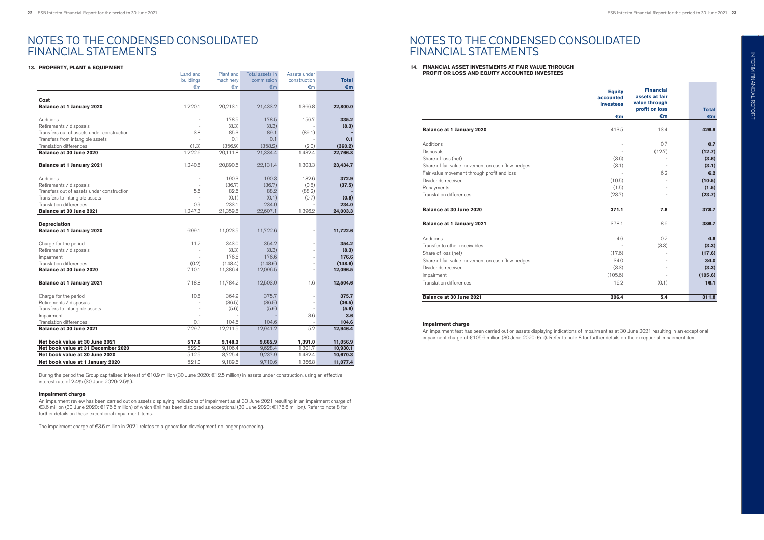# NOTES TO THE CONDENSED CONSOLIDATED FINANCIAL STATEMENTS

## 13. PROPERTY, PLANT & EQUIPMENT

| | Land and buildings €m | Plant and machinery €m | Total assets in commission €m | Assets under construction €m | **Total €m** |
|---|---|---|---|---|---|
| **Cost** | | | | | |
| **Balance at 1 January 2020** | 1,220.1 | 20,213.1 | 21,433.2 | 1,366.8 | **22,800.0** |
| Additions | - | 178.5 | 178.5 | 156.7 | **335.2** |
| Retirements / disposals | - | (8.3) | (8.3) | - | **(8.3)** |
| Transfers out of assets under construction | 3.8 | 85.3 | 89.1 | (89.1) | **-** |
| Transfers from intangible assets | - | 0.1 | 0.1 | - | **0.1** |
| Translation differences | (1.3) | (356.9) | (358.2) | (2.0) | **(360.2)** |
| **Balance at 30 June 2020** | 1,222.6 | 20,111.8 | 21,334.4 | 1,432.4 | **22,766.8** |
| **Balance at 1 January 2021** | 1,240.8 | 20,890.6 | 22,131.4 | 1,303.3 | **23,434.7** |
| Additions | - | 190.3 | 190.3 | 182.6 | **372.9** |
| Retirements / disposals | - | (36.7) | (36.7) | (0.8) | **(37.5)** |
| Transfers out of assets under construction | 5.6 | 82.6 | 88.2 | (88.2) | **-** |
| Transfers to intangible assets | - | (0.1) | (0.1) | (0.7) | **(0.8)** |
| Translation differences | 0.9 | 233.1 | 234.0 | - | **234.0** |
| **Balance at 30 June 2021** | 1,247.3 | 21,359.8 | 22,607.1 | 1,396.2 | **24,003.3** |
| **Depreciation** | | | | | |
| **Balance at 1 January 2020** | 699.1 | 11,023.5 | 11,722.6 | - | **11,722.6** |
| Charge for the period | 11.2 | 343.0 | 354.2 | - | **354.2** |
| Retirements / disposals | - | (8.3) | (8.3) | - | **(8.3)** |
| Impairment | - | 176.6 | 176.6 | - | **176.6** |
| Translation differences | (0.2) | (148.4) | (148.6) | - | **(148.6)** |
| **Balance at 30 June 2020** | 710.1 | 11,386.4 | 12,096.5 | - | **12,096.5** |
| **Balance at 1 January 2021** | 718.8 | 11,784.2 | 12,503.0 | 1.6 | **12,504.6** |
| Charge for the period | 10.8 | 364.9 | 375.7 | - | **375.7** |
| Retirements / disposals | - | (36.5) | (36.5) | - | **(36.5)** |
| Transfers to intangible assets | - | (5.6) | (5.6) | - | **(5.6)** |
| Impairment | - | - | - | 3.6 | **3.6** |
| Translation differences | 0.1 | 104.5 | 104.6 | - | **104.6** |
| **Balance at 30 June 2021** | 729.7 | 12,211.5 | 12,941.2 | 5.2 | **12,946.4** |
| **Net book value at 30 June 2021** | **517.6** | **9,148.3** | **9,665.9** | **1,391.0** | **11,056.9** |
| **Net book value at 31 December 2020** | 522.0 | 9,106.4 | 9,628.4 | 1,301.7 | **10,930.1** |
| **Net book value at 30 June 2020** | 512.5 | 8,725.4 | 9,237.9 | 1,432.4 | **10,670.3** |
| **Net book value at 1 January 2020** | 521.0 | 9,189.6 | 9,710.6 | 1,366.8 | **11,077.4** |

During the period the Group capitalised interest of €10.9 million (30 June 2020: €12.5 million) in assets under construction, using an effective interest rate of 2.4% (30 June 2020: 2.5%).

**Impairment charge**

An impairment review has been carried out on assets displaying indications of impairment as at 30 June 2021 resulting in an impairment charge of €3.6 million (30 June 2020: €176.6 million) of which €nil has been disclosed as exceptional (30 June 2020: €176.6 million). Refer to note 8 for further details on these exceptional impairment items.

The impairment charge of €3.6 million in 2021 relates to a generation development no longer proceeding.

## 14. FINANCIAL ASSET INVESTMENTS AT FAIR VALUE THROUGH PROFIT OR LOSS AND EQUITY ACCOUNTED INVESTEES

| | Equity accounted investees €m | Financial assets at fair value through profit or loss €m | **Total €m** |
|---|---|---|---|
| **Balance at 1 January 2020** | 413.5 | 13.4 | **426.9** |
| Additions | - | 0.7 | **0.7** |
| Disposals | - | (12.7) | **(12.7)** |
| Share of loss (net) | (3.6) | - | **(3.6)** |
| Share of fair value movement on cash flow hedges | (3.1) | - | **(3.1)** |
| Fair value movement through profit and loss | - | 6.2 | **6.2** |
| Dividends received | (10.5) | - | **(10.5)** |
| Repayments | (1.5) | - | **(1.5)** |
| Translation differences | (23.7) | - | **(23.7)** |
| **Balance at 30 June 2020** | **371.1** | **7.6** | **378.7** |
| **Balance at 1 January 2021** | 378.1 | 8.6 | **386.7** |
| Additions | 4.6 | 0.2 | **4.8** |
| Transfer to other receivables | - | (3.3) | **(3.3)** |
| Share of loss (net) | (17.6) | - | **(17.6)** |
| Share of fair value movement on cash flow hedges | 34.0 | - | **34.0** |
| Dividends received | (3.3) | - | **(3.3)** |
| Impairment | (105.6) | - | **(105.6)** |
| Translation differences | 16.2 | (0.1) | **16.1** |
| **Balance at 30 June 2021** | **306.4** | **5.4** | **311.8** |

**Impairment charge**

An impairment test has been carried out on assets displaying indications of impairment as at 30 June 2021 resulting in an exceptional impairment charge of €105.6 million (30 June 2020: €nil). Refer to note 8 for further details on the exceptional impairment item.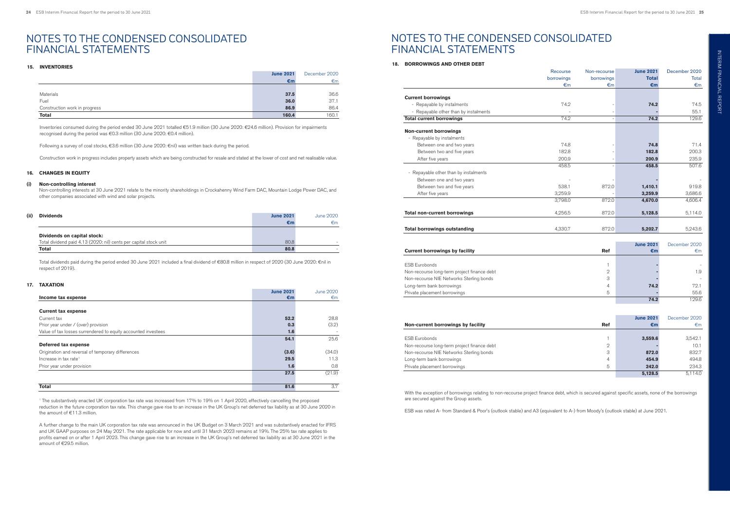# NOTES TO THE CONDENSED CONSOLIDATED FINANCIAL STATEMENTS

## 15. INVENTORIES

| | June 2021 €m | December 2020 €m |
|---|---|---|
| Materials | 37.5 | 36.6 |
| Fuel | 36.0 | 37.1 |
| Construction work in progress | 86.9 | 86.4 |
| **Total** | **160.4** | 160.1 |

Inventories consumed during the period ended 30 June 2021 totalled €51.9 million (30 June 2020: €24.6 million). Provision for impairments recognised during the period was €0.3 million (30 June 2020: €0.4 million).

Following a survey of coal stocks, €3.6 million (30 June 2020: €nil) was written back during the period.

Construction work in progress includes property assets which are being constructed for resale and stated at the lower of cost and net realisable value.

## 16. CHANGES IN EQUITY

**(i) Non-controlling interest**

Non-controlling interests at 30 June 2021 relate to the minority shareholdings in Crockahenny Wind Farm DAC, Mountain Lodge Power DAC, and other companies associated with wind and solar projects.

**(ii) Dividends**

| | June 2021 €m | June 2020 €m |
|---|---|---|
| **Dividends on capital stock:** | | |
| Total dividend paid 4.13 (2020: nil) cents per capital stock unit | 80.8 | - |
| **Total** | **80.8** | - |

Total dividends paid during the period ended 30 June 2021 included a final dividend of €80.8 million in respect of 2020 (30 June 2020: €nil in respect of 2019).

## 17. TAXATION

| **Income tax expense** | June 2021 €m | June 2020 €m |
|---|---|---|
| **Current tax expense** | | |
| Current tax | 52.2 | 28.8 |
| Prior year under / (over) provision | 0.3 | (3.2) |
| Value of tax losses surrendered to equity accounted investees | 1.6 | - |
| | **54.1** | 25.6 |
| **Deferred tax expense** | | |
| Origination and reversal of temporary differences | (3.6) | (34.0) |
| Increase in tax rate[1] | 29.5 | 11.3 |
| Prior year under provision | 1.6 | 0.8 |
| | **27.5** | (21.9) |
| **Total** | **81.6** | 3.7 |

[1] The substantively enacted UK corporation tax rate was increased from 17% to 19% on 1 April 2020, effectively cancelling the proposed reduction in the future corporation tax rate. This change gave rise to an increase in the UK Group's net deferred tax liability as at 30 June 2020 in the amount of €11.3 million.

A further change to the main UK corporation tax rate was announced in the UK Budget on 3 March 2021 and was substantively enacted for IFRS and UK GAAP purposes on 24 May 2021. The rate applicable for now and until 31 March 2023 remains at 19%. The 25% tax rate applies to profits earned on or after 1 April 2023. This change gave rise to an increase in the UK Group's net deferred tax liability as at 30 June 2021 in the amount of €29.5 million.

## 18. BORROWINGS AND OTHER DEBT

| | Recourse borrowings €m | Non-recourse borrowings €m | June 2021 Total €m | December 2020 Total €m |
|---|---|---|---|---|
| **Current borrowings** | | | | |
| - Repayable by instalments | 74.2 | - | 74.2 | 74.5 |
| - Repayable other than by instalments | - | - | - | 55.1 |
| **Total current borrowings** | 74.2 | - | **74.2** | 129.6 |
| **Non-current borrowings** | | | | |
| - Repayable by instalments | | | | |
| Between one and two years | 74.8 | - | 74.8 | 71.4 |
| Between two and five years | 182.8 | - | 182.8 | 200.3 |
| After five years | 200.9 | - | 200.9 | 235.9 |
| | 458.5 | - | **458.5** | 507.6 |
| - Repayable other than by instalments | | | | |
| Between one and two years | - | - | - | - |
| Between two and five years | 538.1 | 872.0 | 1,410.1 | 919.8 |
| After five years | 3,259.9 | - | 3,259.9 | 3,686.6 |
| | 3,798.0 | 872.0 | **4,670.0** | 4,606.4 |
| **Total non-current borrowings** | 4,256.5 | 872.0 | **5,128.5** | 5,114.0 |
| **Total borrowings outstanding** | 4,330.7 | 872.0 | **5,202.7** | 5,243.6 |

| **Current borrowings by facility** | Ref | June 2021 €m | December 2020 €m |
|---|---|---|---|
| ESB Eurobonds | 1 | - | - |
| Non-recourse long-term project finance debt | 2 | - | 1.9 |
| Non-recourse NIE Networks Sterling bonds | 3 | - | - |
| Long-term bank borrowings | 4 | 74.2 | 72.1 |
| Private placement borrowings | 5 | - | 55.6 |
| | | **74.2** | 129.6 |

| **Non-current borrowings by facility** | Ref | June 2021 €m | December 2020 €m |
|---|---|---|---|
| ESB Eurobonds | 1 | 3,559.6 | 3,542.1 |
| Non-recourse long-term project finance debt | 2 | - | 10.1 |
| Non-recourse NIE Networks Sterling bonds | 3 | 872.0 | 832.7 |
| Long-term bank borrowings | 4 | 454.9 | 494.8 |
| Private placement borrowings | 5 | 242.0 | 234.3 |
| | | **5,128.5** | 5,114.0 |

With the exception of borrowings relating to non-recourse project finance debt, which is secured against specific assets, none of the borrowings are secured against the Group assets.

ESB was rated A- from Standard & Poor's (outlook stable) and A3 (equivalent to A-) from Moody's (outlook stable) at June 2021.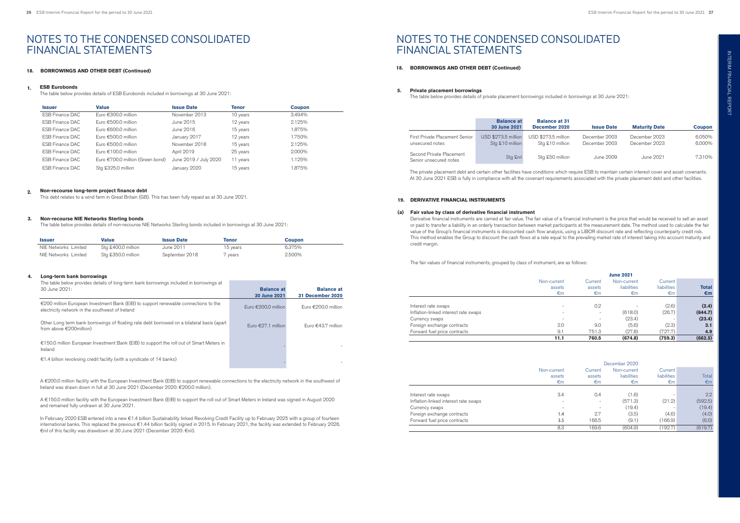# NOTES TO THE CONDENSED CONSOLIDATED FINANCIAL STATEMENTS

## 18. BORROWINGS AND OTHER DEBT (Continued)

### 1. ESB Eurobonds

The table below provides details of ESB Eurobonds included in borrowings at 30 June 2021:

| Issuer | Value | Issue Date | Tenor | Coupon |
|---|---|---|---|---|
| ESB Finance DAC | Euro €300.0 million | November 2013 | 10 years | 3.494% |
| ESB Finance DAC | Euro €500.0 million | June 2015 | 12 years | 2.125% |
| ESB Finance DAC | Euro €600.0 million | June 2016 | 15 years | 1.875% |
| ESB Finance DAC | Euro €500.0 million | January 2017 | 12 years | 1.750% |
| ESB Finance DAC | Euro €500.0 million | November 2018 | 15 years | 2.125% |
| ESB Finance DAC | Euro €100.0 million | April 2019 | 25 years | 2.000% |
| ESB Finance DAC | Euro €700.0 million (Green bond) | June 2019 / July 2020 | 11 years | 1.125% |
| ESB Finance DAC | Stg £325.0 million | January 2020 | 15 years | 1.875% |

### 2. Non-recourse long-term project finance debt

This debt relates to a wind farm in Great Britain (GB). This has been fully repaid as at 30 June 2021.

### 3. Non-recourse NIE Networks Sterling bonds

The table below provides details of non-recourse NIE Networks Sterling bonds included in borrowings at 30 June 2021:

| Issuer | Value | Issue Date | Tenor | Coupon |
|---|---|---|---|---|
| NIE Networks Limited | Stg £400.0 million | June 2011 | 15 years | 6.375% |
| NIE Networks Limited | Stg £350.0 million | September 2018 | 7 years | 2.500% |

### 4. Long-term bank borrowings

| The table below provides details of long-term bank borrowings included in borrowings at 30 June 2021: | Balance at 30 June 2021 | Balance at 31 December 2020 |
|---|---|---|
| €200 million European Investment Bank (EIB) to support renewable connections to the electricity network in the southwest of Ireland | Euro €200.0 million | Euro €200.0 million |
| Other Long term bank borrowings of floating rate debt borrowed on a bilateral basis (apart from above €200million) | Euro €27.1 million | Euro €43.7 million |
| €150.0 million European Investment Bank (EIB) to support the roll out of Smart Meters in Ireland | - | - |
| €1.4 billion revolvoing credit facility (with a syndicate of 14 banks) | - | - |

A €200.0 million facility with the European Investment Bank (EIB) to support renewable connections to the electricity network in the southwest of Ireland was drawn down in full at 30 June 2021 (December 2020: €200.0 million).

A €150.0 million facility with the European Investment Bank (EIB) to support the roll out of Smart Meters in Ireland was signed in August 2020 and remained fully undrawn at 30 June 2021.

In February 2020 ESB entered into a new €1.4 billion Sustainability linked Revolving Credit Facility up to February 2025 with a group of fourteen international banks. This replaced the previous €1.44 billion facility signed in 2015. In February 2021, the facility was extended to February 2026. €nil of this facility was drawdown at 30 June 2021 (December 2020: €nil).

### 5. Private placement borrowings

The table below provides details of private placement borrowings included in borrowings at 30 June 2021:

| | Balance at 30 June 2021 | Balance at 31 December 2020 | Issue Date | Maturity Date | Coupon |
|---|---|---|---|---|---|
| First Private Placement Senior unsecured notes | USD $273.5 million<br>Stg £10 million | USD $273.5 million<br>Stg £10 million | December 2003<br>December 2003 | December 2023<br>December 2023 | 6.050%<br>6.000% |
| Second Private Placement Senior unsecured notes | Stg £nil | Stg £50 million | June 2009 | June 2021 | 7.310% |

The private placement debt and certain other facilities have conditions which require ESB to maintain certain interest cover and asset covenants. At 30 June 2021 ESB is fully in compliance with all the covenant requirements associated with the private placement debt and other facilities.

## 19. DERIVATIVE FINANCIAL INSTRUMENTS

### (a) Fair value by class of derivative financial instrument

Derivative financial instruments are carried at fair value. The fair value of a financial instrument is the price that would be received to sell an asset or paid to transfer a liability in an orderly transaction between market participants at the measurement date. The method used to calculate the fair value of the Group's financial instruments is discounted cash flow analysis, using a LIBOR discount rate and reflecting counterparty credit risk. This method enables the Group to discount the cash flows at a rate equal to the prevailing market rate of interest taking into account maturity and credit margin.

The fair values of financial instruments, grouped by class of instrument, are as follows:

| | June 2021 | | | | |
|---|---|---|---|---|---|
| | Non-current assets €m | Current assets €m | Non-current liabilities €m | Current liabilities €m | **Total €m** |
| Interest rate swaps | - | 0.2 | - | (2.6) | **(2.4)** |
| Inflation-linked interest rate swaps | - | - | (618.0) | (26.7) | **(644.7)** |
| Currency swaps | - | - | (23.4) | - | **(23.4)** |
| Foreign exchange contracts | 2.0 | 9.0 | (5.6) | (2.3) | **3.1** |
| Forward fuel price contracts | 9.1 | 751.3 | (27.8) | (727.7) | **4.9** |
| | **11.1** | **760.5** | **(674.8)** | **(759.3)** | **(662.5)** |

| | December 2020 | | | | |
|---|---|---|---|---|---|
| | Non-current assets €m | Current assets €m | Non-current liabilities €m | Current liabilities €m | Total €m |
| Interest rate swaps | 3.4 | 0.4 | (1.6) | - | 2.2 |
| Inflation-linked interest rate swaps | - | - | (571.3) | (21.2) | (592.5) |
| Currency swaps | - | - | (19.4) | - | (19.4) |
| Foreign exchange contracts | 1.4 | 2.7 | (3.5) | (4.6) | (4.0) |
| Forward fuel price contracts | 3.5 | 166.5 | (9.1) | (166.9) | (6.0) |
| | 8.3 | 169.6 | (604.9) | (192.7) | (619.7) |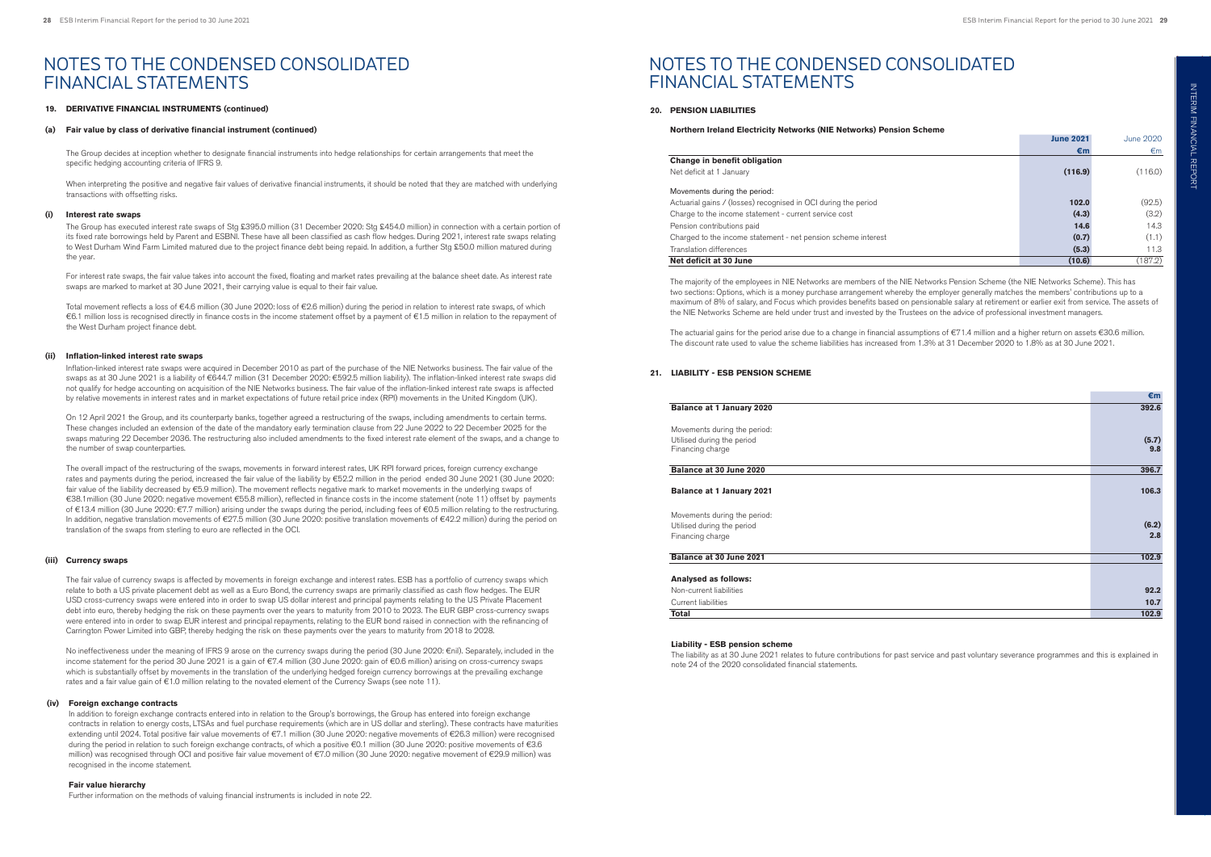# NOTES TO THE CONDENSED CONSOLIDATED FINANCIAL STATEMENTS

### 19. DERIVATIVE FINANCIAL INSTRUMENTS (continued)

#### (a) Fair value by class of derivative financial instrument (continued)

The Group decides at inception whether to designate financial instruments into hedge relationships for certain arrangements that meet the specific hedging accounting criteria of IFRS 9.

When interpreting the positive and negative fair values of derivative financial instruments, it should be noted that they are matched with underlying transactions with offsetting risks.

#### (i) Interest rate swaps

The Group has executed interest rate swaps of Stg £395.0 million (31 December 2020: Stg £454.0 million) in connection with a certain portion of its fixed rate borrowings held by Parent and ESBNI. These have all been classified as cash flow hedges. During 2021, interest rate swaps relating to West Durham Wind Farm Limited matured due to the project finance debt being repaid. In addition, a further Stg £50.0 million matured during the year.

For interest rate swaps, the fair value takes into account the fixed, floating and market rates prevailing at the balance sheet date. As interest rate swaps are marked to market at 30 June 2021, their carrying value is equal to their fair value.

Total movement reflects a loss of €4.6 million (30 June 2020: loss of €2.6 million) during the period in relation to interest rate swaps, of which €6.1 million loss is recognised directly in finance costs in the income statement offset by a payment of €1.5 million in relation to the repayment of the West Durham project finance debt.

#### (ii) Inflation-linked interest rate swaps

Inflation-linked interest rate swaps were acquired in December 2010 as part of the purchase of the NIE Networks business. The fair value of the swaps as at 30 June 2021 is a liability of €644.7 million (31 December 2020: €592.5 million liability). The inflation-linked interest rate swaps did not qualify for hedge accounting on acquisition of the NIE Networks business. The fair value of the inflation-linked interest rate swaps is affected by relative movements in interest rates and in market expectations of future retail price index (RPI) movements in the United Kingdom (UK).

On 12 April 2021 the Group, and its counterparty banks, together agreed a restructuring of the swaps, including amendments to certain terms. These changes included an extension of the date of the mandatory early termination clause from 22 June 2022 to 22 December 2025 for the swaps maturing 22 December 2036. The restructuring also included amendments to the fixed interest rate element of the swaps, and a change to the number of swap counterparties.

The overall impact of the restructuring of the swaps, movements in forward interest rates, UK RPI forward prices, foreign currency exchange rates and payments during the period, increased the fair value of the liability by €52.2 million in the period ended 30 June 2021 (30 June 2020: fair value of the liability decreased by €5.9 million). The movement reflects negative mark to market movements in the underlying swaps of €38.1 million (30 June 2020: negative movement €55.8 million), reflected in finance costs in the income statement (note 11) offset by payments of €13.4 million (30 June 2020: €7.7 million) arising under the swaps during the period, including fees of €0.5 million relating to the restructuring. In addition, negative translation movements of €27.5 million (30 June 2020: positive translation movements of €42.2 million) during the period on translation of the swaps from sterling to euro are reflected in the OCI.

#### (iii) Currency swaps

The fair value of currency swaps is affected by movements in foreign exchange and interest rates. ESB has a portfolio of currency swaps which relate to both a US private placement debt as well as a Euro Bond, the currency swaps are primarily classified as cash flow hedges. The EUR USD cross-currency swaps were entered into in order to swap US dollar interest and principal payments relating to the US Private Placement debt into euro, thereby hedging the risk on these payments over the years to maturity from 2010 to 2023. The EUR GBP cross-currency swaps were entered into in order to swap EUR interest and principal repayments, relating to the EUR bond raised in connection with the refinancing of Carrington Power Limited into GBP, thereby hedging the risk on these payments over the years to maturity from 2018 to 2028.

No ineffectiveness under the meaning of IFRS 9 arose on the currency swaps during the period (30 June 2020: €nil). Separately, included in the income statement for the period 30 June 2021 is a gain of €7.4 million (30 June 2020: gain of €0.6 million) arising on cross-currency swaps which is substantially offset by movements in the translation of the underlying hedged foreign currency borrowings at the prevailing exchange rates and a fair value gain of €1.0 million relating to the novated element of the Currency Swaps (see note 11).

#### (iv) Foreign exchange contracts

In addition to foreign exchange contracts entered into in relation to the Group's borrowings, the Group has entered into foreign exchange contracts in relation to energy costs, LTSAs and fuel purchase requirements (which are in US dollar and sterling). These contracts have maturities extending until 2024. Total positive fair value movements of €7.1 million (30 June 2020: negative movements of €26.3 million) were recognised during the period in relation to such foreign exchange contracts, of which a positive €0.1 million (30 June 2020: positive movements of €3.6 million) was recognised through OCI and positive fair value movement of €7.0 million (30 June 2020: negative movement of €29.9 million) was recognised in the income statement.

#### Fair value hierarchy

Further information on the methods of valuing financial instruments is included in note 22.

### 20. PENSION LIABILITIES

#### Northern Ireland Electricity Networks (NIE Networks) Pension Scheme

| | June 2021 €m | June 2020 €m |
|---|---|---|
| **Change in benefit obligation** | | |
| Net deficit at 1 January | **(116.9)** | (116.0) |
| | | |
| Movements during the period: | | |
| Actuarial gains / (losses) recognised in OCI during the period | **102.0** | (92.5) |
| Charge to the income statement - current service cost | **(4.3)** | (3.2) |
| Pension contributions paid | **14.6** | 14.3 |
| Charged to the income statement - net pension scheme interest | **(0.7)** | (1.1) |
| Translation differences | **(5.3)** | 11.3 |
| **Net deficit at 30 June** | **(10.6)** | (187.2) |

The majority of the employees in NIE Networks are members of the NIE Networks Pension Scheme (the NIE Networks Scheme). This has two sections: Options, which is a money purchase arrangement whereby the employer generally matches the members' contributions up to a maximum of 8% of salary, and Focus which provides benefits based on pensionable salary at retirement or earlier exit from service. The assets of the NIE Networks Scheme are held under trust and invested by the Trustees on the advice of professional investment managers.

The actuarial gains for the period arise due to a change in financial assumptions of €71.4 million and a higher return on assets €30.6 million. The discount rate used to value the scheme liabilities has increased from 1.3% at 31 December 2020 to 1.8% as at 30 June 2021.

### 21. LIABILITY - ESB PENSION SCHEME

| | €m |
|---|---|
| **Balance at 1 January 2020** | **392.6** |
| | |
| Movements during the period: | |
| Utilised during the period | **(5.7)** |
| Financing charge | **9.8** |
| | |
| **Balance at 30 June 2020** | **396.7** |
| | |
| **Balance at 1 January 2021** | **106.3** |
| | |
| Movements during the period: | |
| Utilised during the period | **(6.2)** |
| Financing charge | **2.8** |
| | |
| **Balance at 30 June 2021** | **102.9** |
| | |
| **Analysed as follows:** | |
| Non-current liabilities | **92.2** |
| Current liabilities | **10.7** |
| **Total** | **102.9** |

#### Liability - ESB pension scheme

The liability as at 30 June 2021 relates to future contributions for past service and past voluntary severance programmes and this is explained in note 24 of the 2020 consolidated financial statements.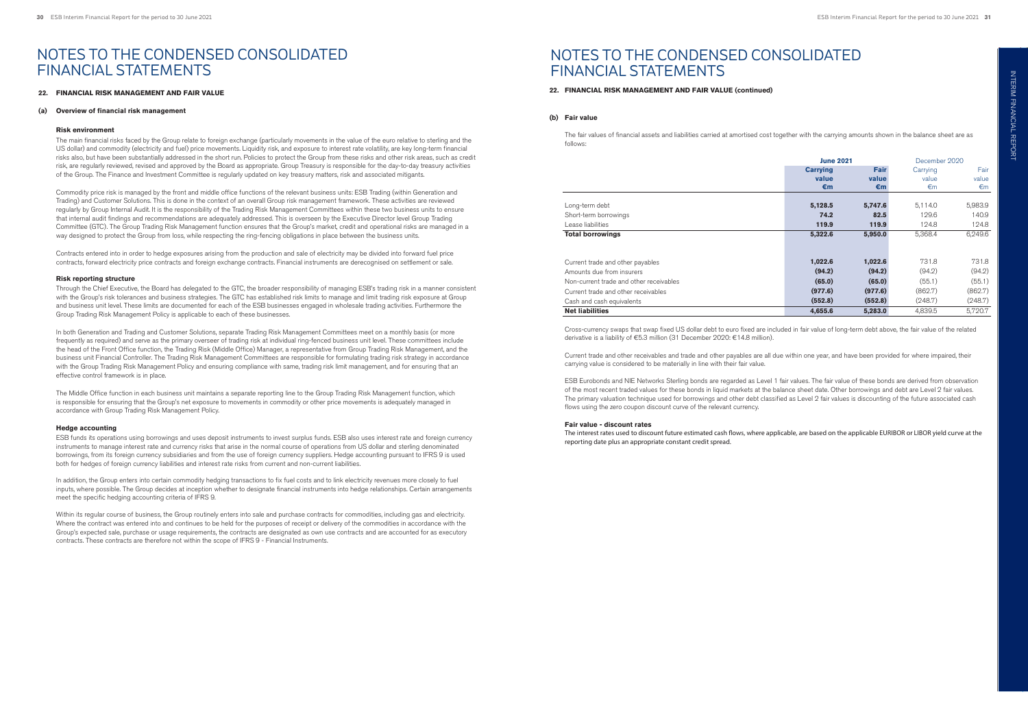# NOTES TO THE CONDENSED CONSOLIDATED FINANCIAL STATEMENTS

## 22. FINANCIAL RISK MANAGEMENT AND FAIR VALUE

### (a) Overview of financial risk management

**Risk environment**

The main financial risks faced by the Group relate to foreign exchange (particularly movements in the value of the euro relative to sterling and the US dollar) and commodity (electricity and fuel) price movements. Liquidity risk, and exposure to interest rate volatility, are key long-term financial risks also, but have been substantially addressed in the short run. Policies to protect the Group from these risks and other risk areas, such as credit risk, are regularly reviewed, revised and approved by the Board as appropriate. Group Treasury is responsible for the day-to-day treasury activities of the Group. The Finance and Investment Committee is regularly updated on key treasury matters, risk and associated mitigants.

Commodity price risk is managed by the front and middle office functions of the relevant business units: ESB Trading (within Generation and Trading) and Customer Solutions. This is done in the context of an overall Group risk management framework. These activities are reviewed regularly by Group Internal Audit. It is the responsibility of the Trading Risk Management Committees within these two business units to ensure that internal audit findings and recommendations are adequately addressed. This is overseen by the Executive Director level Group Trading Committee (GTC). The Group Trading Risk Management function ensures that the Group's market, credit and operational risks are managed in a way designed to protect the Group from loss, while respecting the ring-fencing obligations in place between the business units.

Contracts entered into in order to hedge exposures arising from the production and sale of electricity may be divided into forward fuel price contracts, forward electricity price contracts and foreign exchange contracts. Financial instruments are derecognised on settlement or sale.

**Risk reporting structure**

Through the Chief Executive, the Board has delegated to the GTC, the broader responsibility of managing ESB's trading risk in a manner consistent with the Group's risk tolerances and business strategies. The GTC has established risk limits to manage and limit trading risk exposure at Group and business unit level. These limits are documented for each of the ESB businesses engaged in wholesale trading activities. Furthermore the Group Trading Risk Management Policy is applicable to each of these businesses.

In both Generation and Trading and Customer Solutions, separate Trading Risk Management Committees meet on a monthly basis (or more frequently as required) and serve as the primary overseer of trading risk at individual ring-fenced business unit level. These committees include the head of the Front Office function, the Trading Risk (Middle Office) Manager, a representative from Group Trading Risk Management, and the business unit Financial Controller. The Trading Risk Management Committees are responsible for formulating trading risk strategy in accordance with the Group Trading Risk Management Policy and ensuring compliance with same, trading risk limit management, and for ensuring that an effective control framework is in place.

The Middle Office function in each business unit maintains a separate reporting line to the Group Trading Risk Management function, which is responsible for ensuring that the Group's net exposure to movements in commodity or other price movements is adequately managed in accordance with Group Trading Risk Management Policy.

**Hedge accounting**

ESB funds its operations using borrowings and uses deposit instruments to invest surplus funds. ESB also uses interest rate and foreign currency instruments to manage interest rate and currency risks that arise in the normal course of operations from US dollar and sterling denominated borrowings, from its foreign currency subsidiaries and from the use of foreign currency suppliers. Hedge accounting pursuant to IFRS 9 is used both for hedges of foreign currency liabilities and interest rate risks from current and non-current liabilities.

In addition, the Group enters into certain commodity hedging transactions to fix fuel costs and to link electricity revenues more closely to fuel inputs, where possible. The Group decides at inception whether to designate financial instruments into hedge relationships. Certain arrangements meet the specific hedging accounting criteria of IFRS 9.

Within its regular course of business, the Group routinely enters into sale and purchase contracts for commodities, including gas and electricity. Where the contract was entered into and continues to be held for the purposes of receipt or delivery of the commodities in accordance with the Group's expected sale, purchase or usage requirements, the contracts are designated as own use contracts and are accounted for as executory contracts. These contracts are therefore not within the scope of IFRS 9 - Financial Instruments.

## 22. FINANCIAL RISK MANAGEMENT AND FAIR VALUE (continued)

### (b) Fair value

The fair values of financial assets and liabilities carried at amortised cost together with the carrying amounts shown in the balance sheet are as follows:

| | **June 2021** | | December 2020 | |
|---|---|---|---|---|
| | **Carrying value €m** | **Fair value €m** | Carrying value €m | Fair value €m |
| Long-term debt | **5,128.5** | **5,747.6** | 5,114.0 | 5,983.9 |
| Short-term borrowings | **74.2** | **82.5** | 129.6 | 140.9 |
| Lease liabilities | **119.9** | **119.9** | 124.8 | 124.8 |
| **Total borrowings** | **5,322.6** | **5,950.0** | 5,368.4 | 6,249.6 |
| | | | | |
| Current trade and other payables | **1,022.6** | **1,022.6** | 731.8 | 731.8 |
| Amounts due from insurers | **(94.2)** | **(94.2)** | (94.2) | (94.2) |
| Non-current trade and other receivables | **(65.0)** | **(65.0)** | (55.1) | (55.1) |
| Current trade and other receivables | **(977.6)** | **(977.6)** | (862.7) | (862.7) |
| Cash and cash equivalents | **(552.8)** | **(552.8)** | (248.7) | (248.7) |
| **Net liabilities** | **4,655.6** | **5,283.0** | 4,839.5 | 5,720.7 |

Cross-currency swaps that swap fixed US dollar debt to euro fixed are included in fair value of long-term debt above, the fair value of the related derivative is a liability of €5.3 million (31 December 2020: €14.8 million).

Current trade and other receivables and trade and other payables are all due within one year, and have been provided for where impaired, their carrying value is considered to be materially in line with their fair value.

ESB Eurobonds and NIE Networks Sterling bonds are regarded as Level 1 fair values. The fair value of these bonds are derived from observation of the most recent traded values for these bonds in liquid markets at the balance sheet date. Other borrowings and debt are Level 2 fair values. The primary valuation technique used for borrowings and other debt classified as Level 2 fair values is discounting of the future associated cash flows using the zero coupon discount curve of the relevant currency.

**Fair value - discount rates**

The interest rates used to discount future estimated cash flows, where applicable, are based on the applicable EURIBOR or LIBOR yield curve at the reporting date plus an appropriate constant credit spread.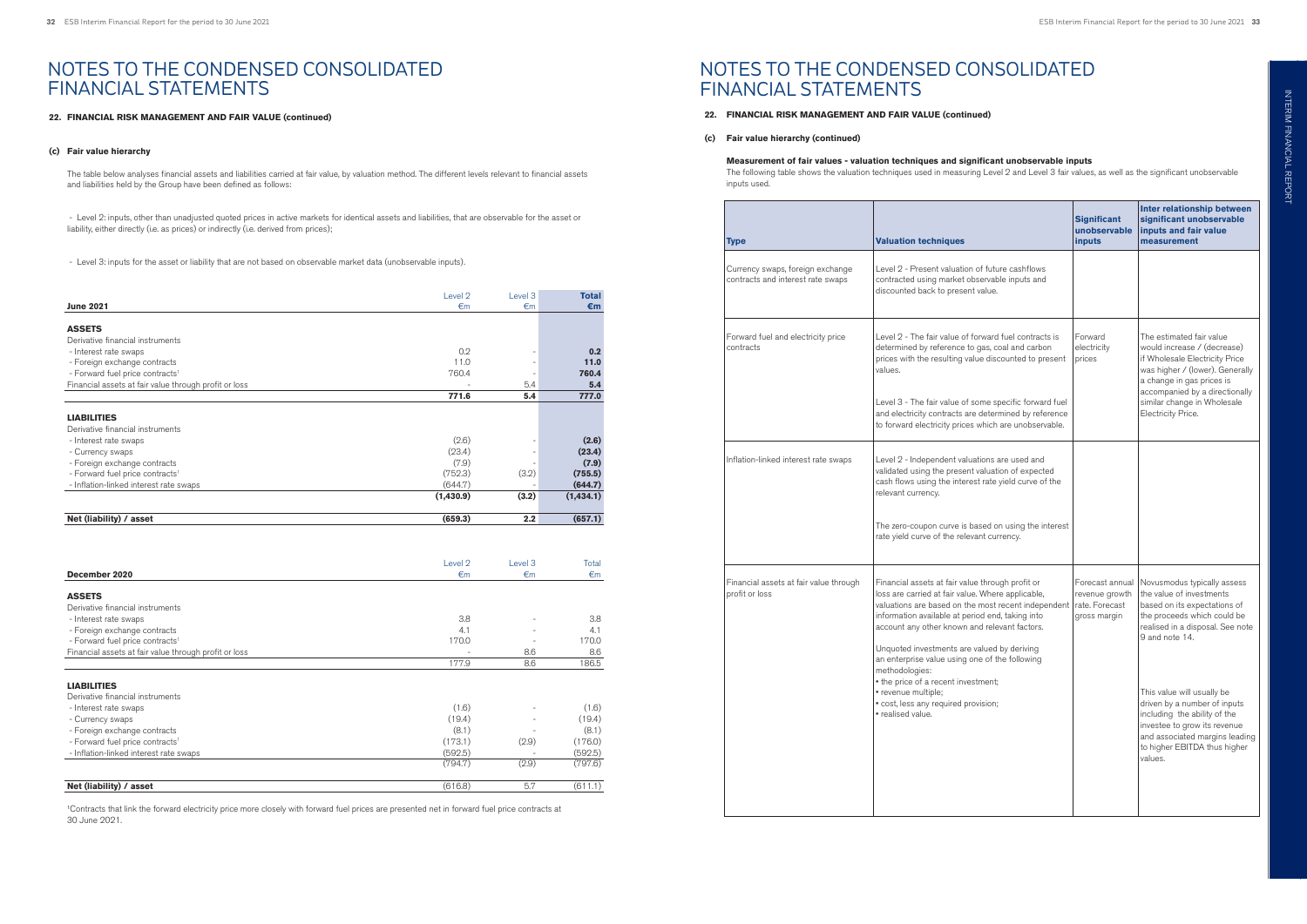# NOTES TO THE CONDENSED CONSOLIDATED FINANCIAL STATEMENTS

## 22. FINANCIAL RISK MANAGEMENT AND FAIR VALUE (continued)

### (c) Fair value hierarchy

The table below analyses financial assets and liabilities carried at fair value, by valuation method. The different levels relevant to financial assets and liabilities held by the Group have been defined as follows:

- Level 2: inputs, other than unadjusted quoted prices in active markets for identical assets and liabilities, that are observable for the asset or liability, either directly (i.e. as prices) or indirectly (i.e. derived from prices);

- Level 3: inputs for the asset or liability that are not based on observable market data (unobservable inputs).

| June 2021 | Level 2 €m | Level 3 €m | **Total €m** |
|---|---|---|---|
| **ASSETS** | | | |
| Derivative financial instruments | | | |
| - Interest rate swaps | 0.2 | - | **0.2** |
| - Foreign exchange contracts | 11.0 | - | **11.0** |
| - Forward fuel price contracts[1] | 760.4 | - | **760.4** |
| Financial assets at fair value through profit or loss | - | 5.4 | **5.4** |
| | **771.6** | **5.4** | **777.0** |
| **LIABILITIES** | | | |
| Derivative financial instruments | | | |
| - Interest rate swaps | (2.6) | - | **(2.6)** |
| - Currency swaps | (23.4) | - | **(23.4)** |
| - Foreign exchange contracts | (7.9) | - | **(7.9)** |
| - Forward fuel price contracts[1] | (752.3) | (3.2) | **(755.5)** |
| - Inflation-linked interest rate swaps | (644.7) | - | **(644.7)** |
| | **(1,430.9)** | **(3.2)** | **(1,434.1)** |
| **Net (liability) / asset** | **(659.3)** | **2.2** | **(657.1)** |

| December 2020 | Level 2 €m | Level 3 €m | Total €m |
|---|---|---|---|
| **ASSETS** | | | |
| Derivative financial instruments | | | |
| - Interest rate swaps | 3.8 | - | 3.8 |
| - Foreign exchange contracts | 4.1 | - | 4.1 |
| - Forward fuel price contracts[1] | 170.0 | - | 170.0 |
| Financial assets at fair value through profit or loss | - | 8.6 | 8.6 |
| | 177.9 | 8.6 | 186.5 |
| **LIABILITIES** | | | |
| Derivative financial instruments | | | |
| - Interest rate swaps | (1.6) | - | (1.6) |
| - Currency swaps | (19.4) | - | (19.4) |
| - Foreign exchange contracts | (8.1) | - | (8.1) |
| - Forward fuel price contracts[1] | (173.1) | (2.9) | (176.0) |
| - Inflation-linked interest rate swaps | (592.5) | - | (592.5) |
| | (794.7) | (2.9) | (797.6) |
| **Net (liability) / asset** | (616.8) | 5.7 | (611.1) |

[1]Contracts that link the forward electricity price more closely with forward fuel prices are presented net in forward fuel price contracts at 30 June 2021.

# NOTES TO THE CONDENSED CONSOLIDATED FINANCIAL STATEMENTS

## 22. FINANCIAL RISK MANAGEMENT AND FAIR VALUE (continued)

### (c) Fair value hierarchy (continued)

**Measurement of fair values - valuation techniques and significant unobservable inputs**

The following table shows the valuation techniques used in measuring Level 2 and Level 3 fair values, as well as the significant unobservable inputs used.

| Type | Valuation techniques | Significant unobservable inputs | Inter relationship between significant unobservable inputs and fair value measurement |
|---|---|---|---|
| Currency swaps, foreign exchange contracts and interest rate swaps | Level 2 - Present valuation of future cashflows contracted using market observable inputs and discounted back to present value. | | |
| Forward fuel and electricity price contracts | Level 2 - The fair value of forward fuel contracts is determined by reference to gas, coal and carbon prices with the resulting value discounted to present values.<br><br>Level 3 - The fair value of some specific forward fuel and electricity contracts are determined by reference to forward electricity prices which are unobservable. | Forward electricity prices | The estimated fair value would increase / (decrease) if Wholesale Electricity Price was higher / (lower). Generally a change in gas prices is accompanied by a directionally similar change in Wholesale Electricity Price. |
| Inflation-linked interest rate swaps | Level 2 - Independent valuations are used and validated using the present valuation of expected cash flows using the interest rate yield curve of the relevant currency.<br><br>The zero-coupon curve is based on using the interest rate yield curve of the relevant currency. | | |
| Financial assets at fair value through profit or loss | Financial assets at fair value through profit or loss are carried at fair value. Where applicable, valuations are based on the most recent independent information available at period end, taking into account any other known and relevant factors.<br><br>Unquoted investments are valued by deriving an enterprise value using one of the following methodologies:<br>• the price of a recent investment;<br>• revenue multiple;<br>• cost, less any required provision;<br>• realised value. | Forecast annual revenue growth rate. Forecast gross margin | Novusmodus typically assess the value of investments based on its expectations of the proceeds which could be realised in a disposal. See note 9 and note 14.<br><br>This value will usually be driven by a number of inputs including the ability of the investee to grow its revenue and associated margins leading to higher EBITDA thus higher values. |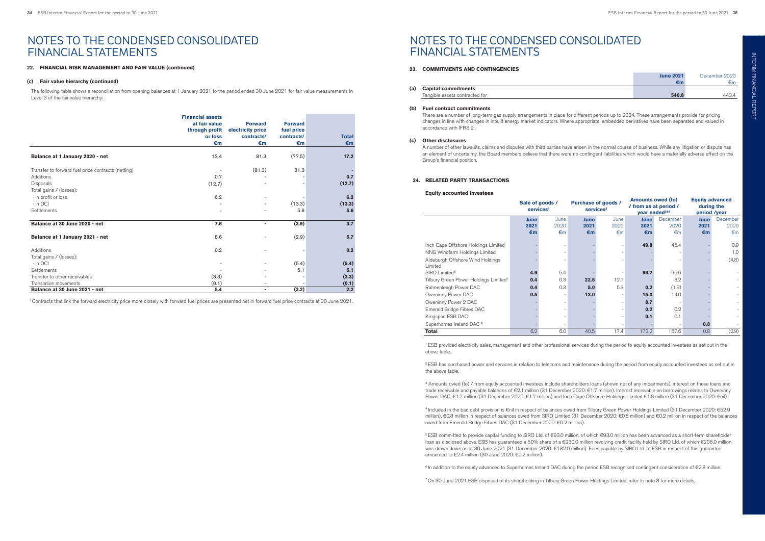# NOTES TO THE CONDENSED CONSOLIDATED FINANCIAL STATEMENTS

### 22. FINANCIAL RISK MANAGEMENT AND FAIR VALUE (continued)

#### (c) Fair value hierarchy (continued)

The following table shows a reconciliation from opening balances at 1 January 2021 to the period ended 30 June 2021 for fair value measurements in Level 3 of the fair value hierarchy:

| | Financial assets at fair value through profit or loss €m | Forward electricity price contracts[1] €m | Forward fuel price contracts[1] €m | Total €m |
|---|---|---|---|---|
| **Balance at 1 January 2020 - net** | 13.4 | 81.3 | (77.5) | **17.2** |
| Transfer to forward fuel price contracts (netting) | - | (81.3) | 81.3 | **-** |
| Additions | 0.7 | - | - | **0.7** |
| Disposals | (12.7) | - | - | **(12.7)** |
| Total gains / (losses): | | | | |
| - in profit or loss | 6.2 | - | - | **6.2** |
| - in OCI | - | - | (13.3) | **(13.3)** |
| Settlements | - | - | 5.6 | **5.6** |
| **Balance at 30 June 2020 - net** | **7.6** | **-** | **(3.9)** | **3.7** |
| **Balance at 1 January 2021 - net** | 8.6 | - | (2.9) | **5.7** |
| Additions | 0.2 | - | - | **0.2** |
| Total gains / (losses): | | | | |
| - in OCI | - | - | (5.4) | **(5.4)** |
| Settlements | - | - | 5.1 | **5.1** |
| Transfer to other receivables | (3.3) | - | - | **(3.3)** |
| Translation movements | (0.1) | - | - | **(0.1)** |
| **Balance at 30 June 2021 - net** | **5.4** | **-** | **(3.2)** | **2.2** |

[1] Contracts that link the forward electricity price more closely with forward fuel prices are presented net in forward fuel price contracts at 30 June 2021.

# NOTES TO THE CONDENSED CONSOLIDATED FINANCIAL STATEMENTS

### 23. COMMITMENTS AND CONTINGENCIES

| | June 2021 €m | December 2020 €m |
|---|---|---|
| **(a) Capital commitments** | | |
| Tangible assets contracted for | **540.8** | 443.4 |

**(b) Fuel contract commitments**

There are a number of long-term gas supply arrangements in place for different periods up to 2024. These arrangements provide for pricing changes in line with changes in inbuilt energy market indicators. Where appropriate, embedded derivatives have been separated and valued in accordance with IFRS 9.

**(c) Other disclosures**

A number of other lawsuits, claims and disputes with third parties have arisen in the normal course of business. While any litigation or dispute has an element of uncertainty, the Board members believe that there were no contingent liabilities which would have a materially adverse effect on the Group's financial position.

### 24. RELATED PARTY TRANSACTIONS

**Equity accounted investees**

| | Sale of goods / services[1] | | Purchase of goods / services[2] | | Amounts owed (to) / from as at period / year ended[3&4] | | Equity advanced during the period /year | |
|---|---|---|---|---|---|---|---|---|
| | June 2021 €m | June 2020 €m | June 2021 €m | June 2020 €m | June 2021 €m | December 2020 €m | June 2021 €m | December 2020 €m |
| Inch Cape Offshore Holdings Limited | - | - | - | - | **49.8** | 45.4 | - | 0.9 |
| NNG Windfarm Holdings Limited | - | - | - | - | - | - | - | 1.0 |
| Aldeburgh Offshore Wind Holdings Limited | - | - | - | - | - | - | - | (4.8) |
| SIRO Limited[5] | **4.9** | 5.4 | - | - | **99.2** | 96.6 | - | - |
| Tilbury Green Power Holdings Limited[7] | **0.4** | 0.3 | **22.5** | 12.1 | - | 3.2 | - | - |
| Raheenleagh Power DAC | **0.4** | 0.3 | **5.0** | 5.3 | **0.2** | (1.9) | - | - |
| Oweninny Power DAC | **0.5** | - | **13.0** | - | **15.0** | 14.0 | - | - |
| Oweninny Power 2 DAC | - | - | - | - | **8.7** | - | - | - |
| Emerald Bridge Fibres DAC | - | - | - | - | **0.2** | 0.2 | - | - |
| Kingspan ESB DAC | - | - | - | - | **0.1** | 0.1 | - | - |
| Superhomes Ireland DAC[6] | - | - | - | - | - | - | **0.8** | - |
| **Total** | 6.2 | 6.0 | 40.5 | 17.4 | 173.2 | 157.6 | 0.8 | (2.9) |

[1] ESB provided electricity sales, management and other professional services during the period to equity accounted investees as set out in the above table.

[2] ESB has purchased power and services in relation to telecoms and maintenance during the period from equity accounted investees as set out in the above table.

[3] Amounts owed (to) / from equity accounted investees include shareholders loans (shown net of any impairments), interest on these loans and trade receivable and payable balances of €2.1 million (31 December 2020: €1.7 million). Interest receivable on borrowings relates to Oweninny Power DAC, €1.7 million (31 December 2020: €1.7 million) and Inch Cape Offshore Holdings Limited €1.8 million (31 December 2020: €nil).

[4] Included in the bad debt provision is €nil in respect of balances owed from Tilbury Green Power Holdings Limited (31 December 2020: €52.9 million), €0.8 million in respect of balances owed from SIRO Limited (31 December 2020: €0.8 million) and €0.2 million in respect of the balances owed from Emerald Bridge Fibres DAC (31 December 2020: €0.2 million).

[5] ESB committed to provide capital funding to SIRO Ltd. of €93.0 million, of which €93.0 million has been advanced as a short-term shareholder loan as disclosed above. ESB has guaranteed a 50% share of a €230.0 million revolving credit facility held by SIRO Ltd. of which €206.0 million was drawn down as at 30 June 2021 (31 December 2020: €182.0 million). Fees payable by SIRO Ltd. to ESB in respect of this guarantee amounted to €2.4 million (30 June 2020: €2.2 million).

[6] In addition to the equity advanced to Superhomes Ireland DAC during the period ESB recognised contingent consideration of €2.8 million.

[7] On 30 June 2021 ESB disposed of its shareholding in Tilbury Green Power Holdings Limited, refer to note 8 for more details.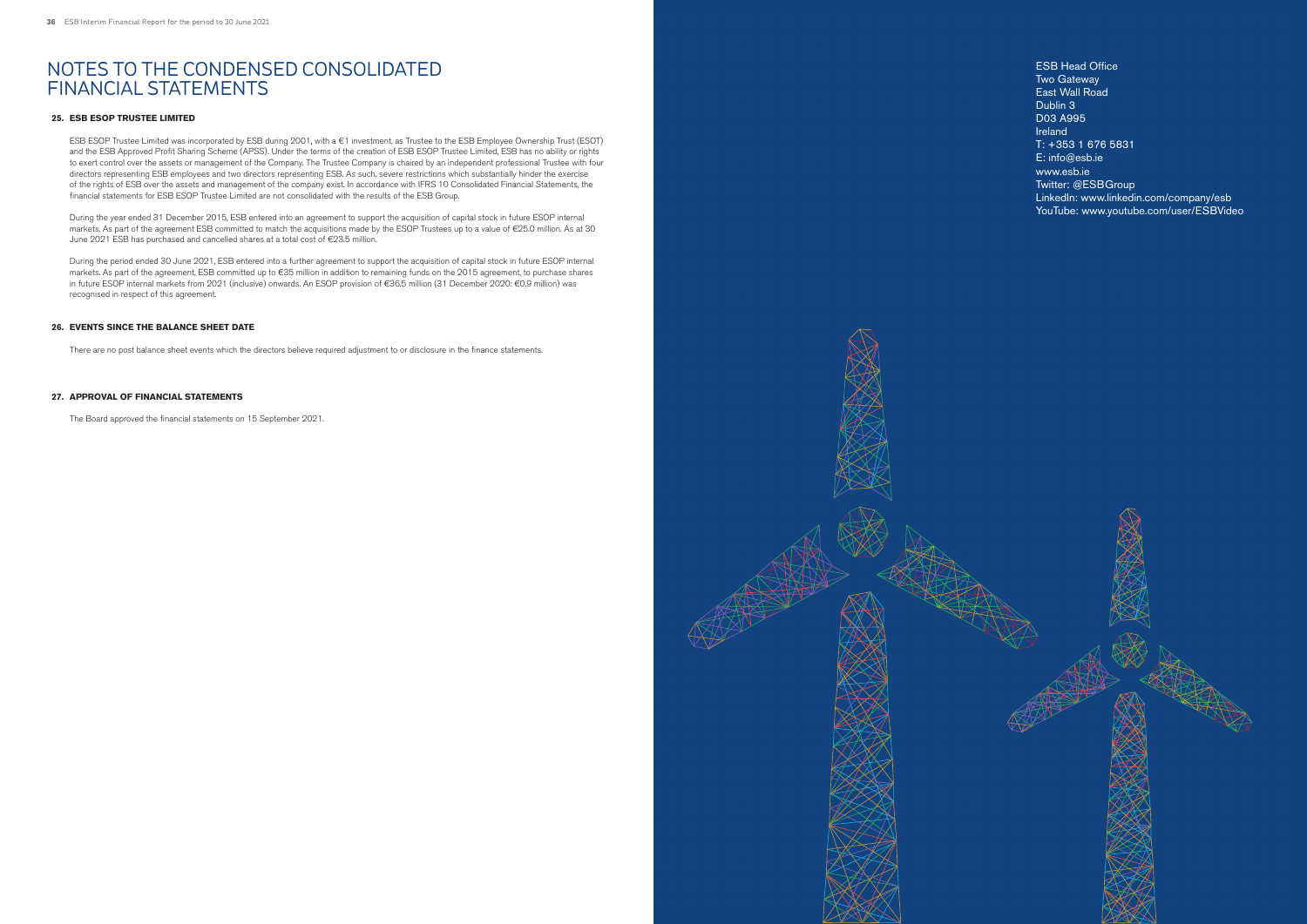# NOTES TO THE CONDENSED CONSOLIDATED FINANCIAL STATEMENTS

## 25. ESB ESOP TRUSTEE LIMITED

ESB ESOP Trustee Limited was incorporated by ESB during 2001, with a €1 investment, as Trustee to the ESB Employee Ownership Trust (ESOT) and the ESB Approved Profit Sharing Scheme (APSS). Under the terms of the creation of ESB ESOP Trustee Limited, ESB has no ability or rights to exert control over the assets or management of the Company. The Trustee Company is chaired by an independent professional Trustee with four directors representing ESB employees and two directors representing ESB. As such, severe restrictions which substantially hinder the exercise of the rights of ESB over the assets and management of the company exist. In accordance with IFRS 10 Consolidated Financial Statements, the financial statements for ESB ESOP Trustee Limited are not consolidated with the results of the ESB Group.

During the year ended 31 December 2015, ESB entered into an agreement to support the acquisition of capital stock in future ESOP internal markets. As part of the agreement ESB committed to match the acquisitions made by the ESOP Trustees up to a value of €25.0 million. As at 30 June 2021 ESB has purchased and cancelled shares at a total cost of €23.5 million.

During the period ended 30 June 2021, ESB entered into a further agreement to support the acquisition of capital stock in future ESOP internal markets. As part of the agreement, ESB committed up to €35 million in addition to remaining funds on the 2015 agreement, to purchase shares in future ESOP internal markets from 2021 (inclusive) onwards. An ESOP provision of €36.5 million (31 December 2020: €0.9 million) was recognised in respect of this agreement.

## 26. EVENTS SINCE THE BALANCE SHEET DATE

There are no post balance sheet events which the directors believe required adjustment to or disclosure in the finance statements.

## 27. APPROVAL OF FINANCIAL STATEMENTS

The Board approved the financial statements on 15 September 2021.

ESB Head Office
Two Gateway
East Wall Road
Dublin 3
D03 A995
Ireland
T: +353 1 676 5831
E: info@esb.ie
www.esb.ie
Twitter: @ESBGroup
LinkedIn: www.linkedin.com/company/esb
YouTube: www.youtube.com/user/ESBVideo